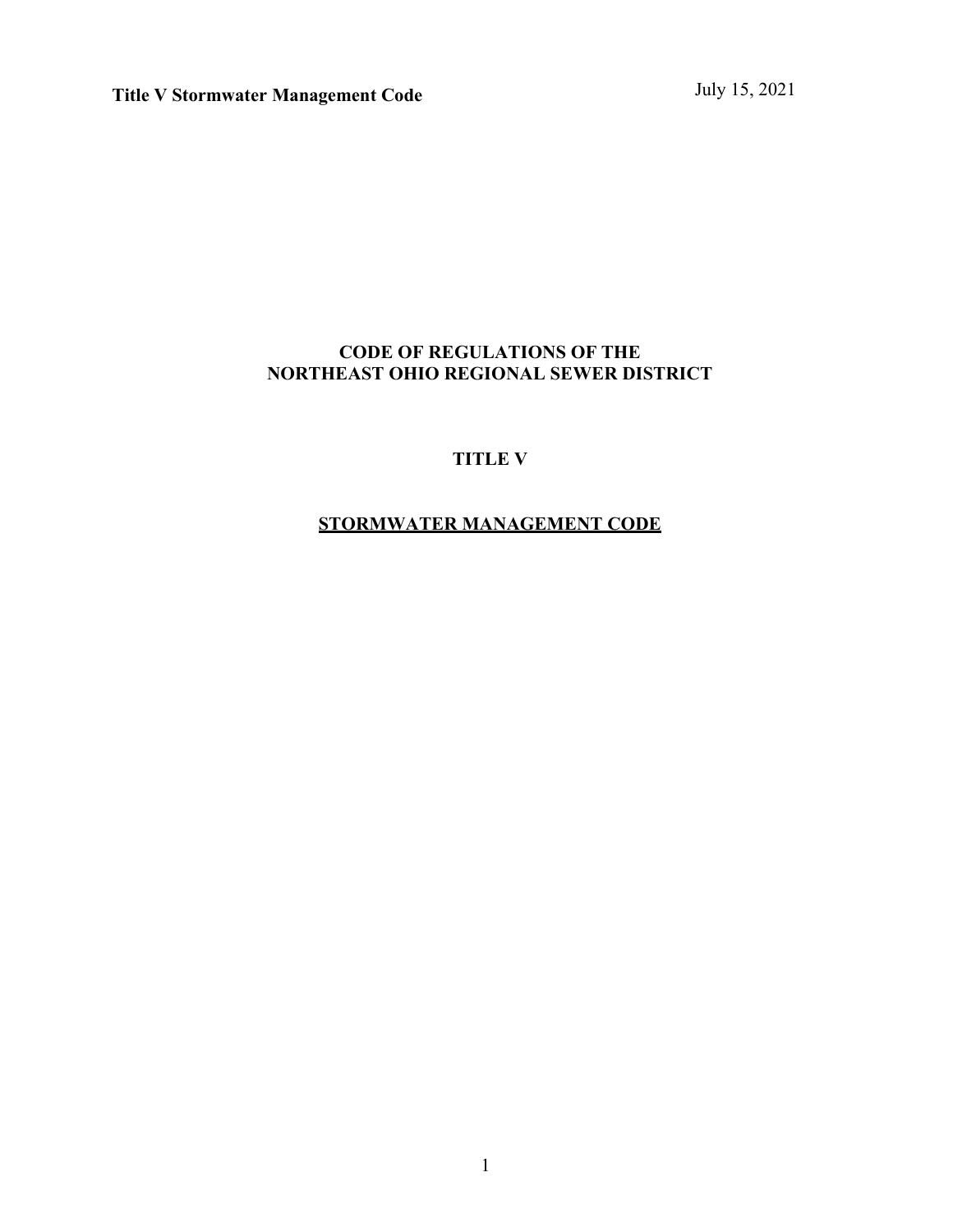# CODE OF REGULATIONS OF THE NORTHEAST OHIO REGIONAL SEWER DISTRICT

## TITLE V

## STORMWATER MANAGEMENT CODE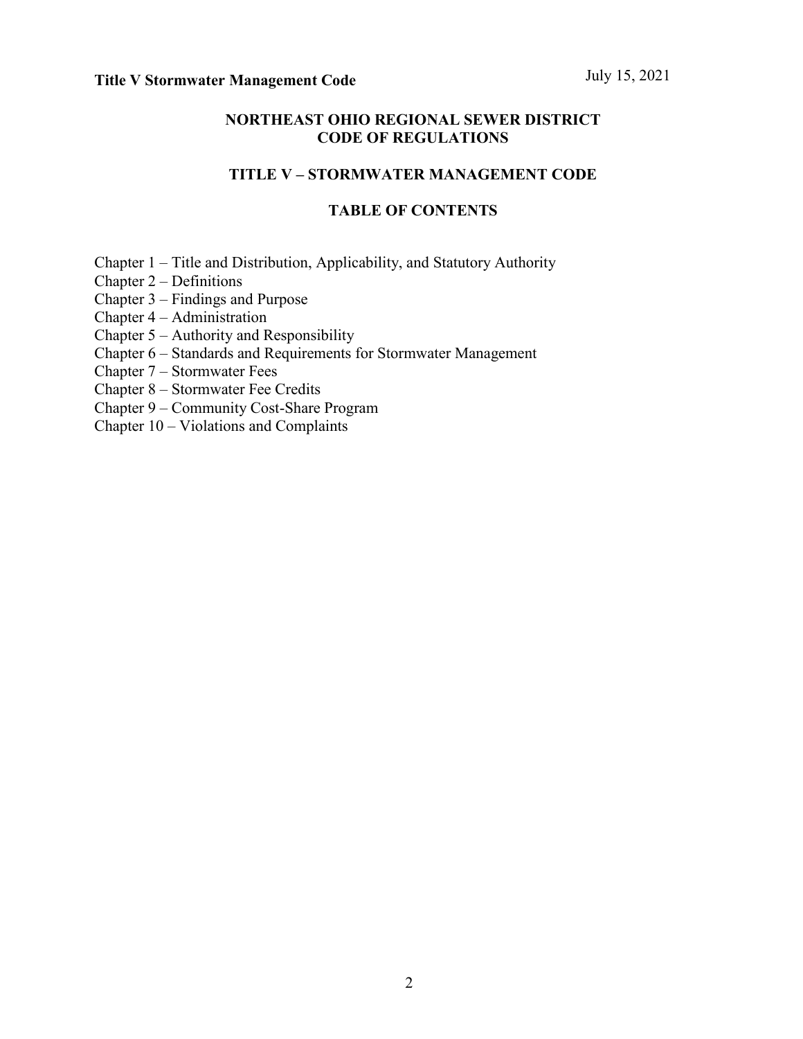## NORTHEAST OHIO REGIONAL SEWER DISTRICT CODE OF REGULATIONS

## TITLE V – STORMWATER MANAGEMENT CODE

## TABLE OF CONTENTS

Chapter 1 – Title and Distribution, Applicability, and Statutory Authority
Chapter 2 – Definitions
Chapter 3 – Findings and Purpose
Chapter 4 – Administration
Chapter 5 – Authority and Responsibility
Chapter 6 – Standards and Requirements for Stormwater Management
Chapter 7 – Stormwater Fees
Chapter 8 – Stormwater Fee Credits
Chapter 9 – Community Cost-Share Program
Chapter 10 – Violations and Complaints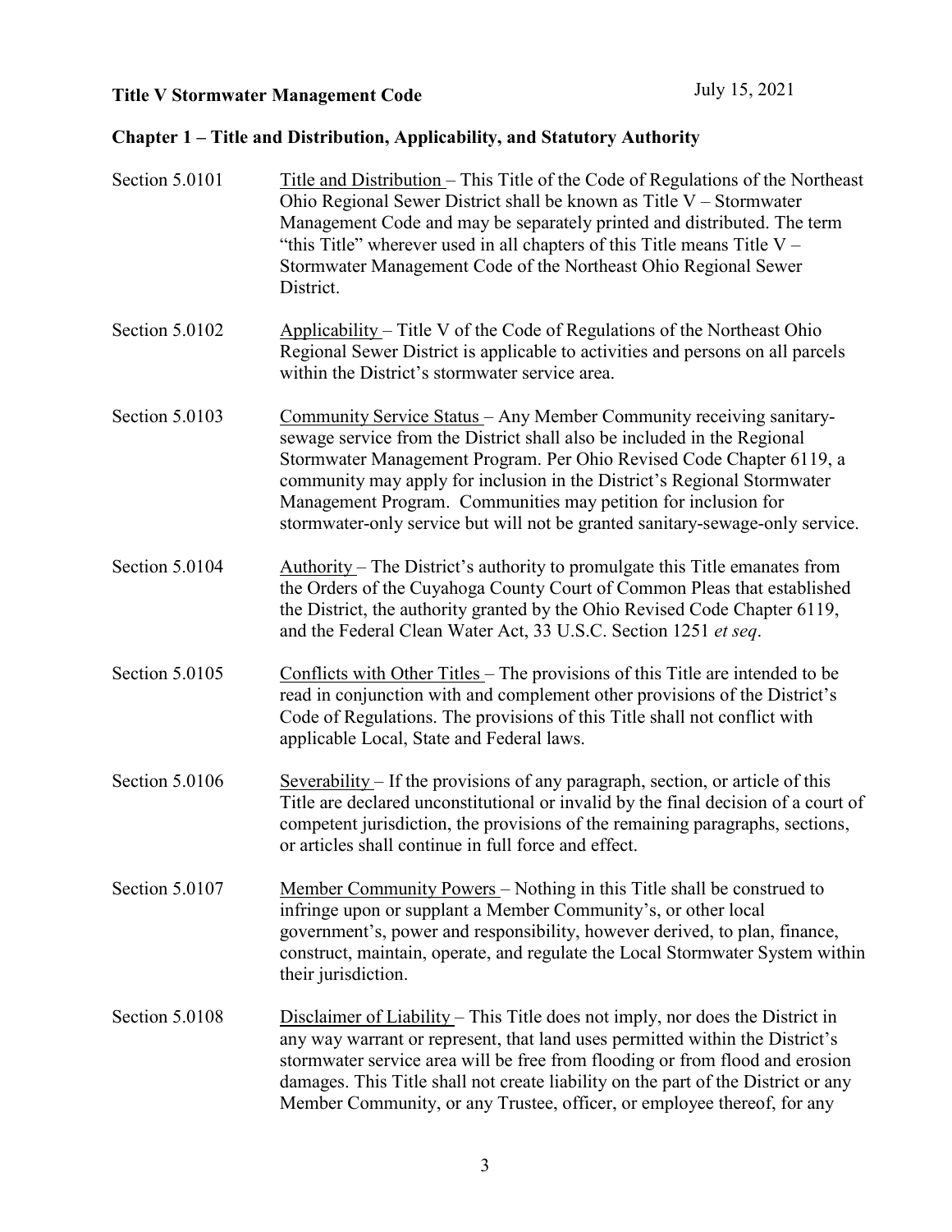**Title V Stormwater Management Code** July 15, 2021

## Chapter 1 – Title and Distribution, Applicability, and Statutory Authority

Section 5.0101 Title and Distribution – This Title of the Code of Regulations of the Northeast Ohio Regional Sewer District shall be known as Title V – Stormwater Management Code and may be separately printed and distributed. The term "this Title" wherever used in all chapters of this Title means Title V – Stormwater Management Code of the Northeast Ohio Regional Sewer District.

Section 5.0102 Applicability – Title V of the Code of Regulations of the Northeast Ohio Regional Sewer District is applicable to activities and persons on all parcels within the District's stormwater service area.

Section 5.0103 Community Service Status – Any Member Community receiving sanitary-sewage service from the District shall also be included in the Regional Stormwater Management Program. Per Ohio Revised Code Chapter 6119, a community may apply for inclusion in the District's Regional Stormwater Management Program. Communities may petition for inclusion for stormwater-only service but will not be granted sanitary-sewage-only service.

Section 5.0104 Authority – The District's authority to promulgate this Title emanates from the Orders of the Cuyahoga County Court of Common Pleas that established the District, the authority granted by the Ohio Revised Code Chapter 6119, and the Federal Clean Water Act, 33 U.S.C. Section 1251 *et seq*.

Section 5.0105 Conflicts with Other Titles – The provisions of this Title are intended to be read in conjunction with and complement other provisions of the District's Code of Regulations. The provisions of this Title shall not conflict with applicable Local, State and Federal laws.

Section 5.0106 Severability – If the provisions of any paragraph, section, or article of this Title are declared unconstitutional or invalid by the final decision of a court of competent jurisdiction, the provisions of the remaining paragraphs, sections, or articles shall continue in full force and effect.

Section 5.0107 Member Community Powers – Nothing in this Title shall be construed to infringe upon or supplant a Member Community's, or other local government's, power and responsibility, however derived, to plan, finance, construct, maintain, operate, and regulate the Local Stormwater System within their jurisdiction.

Section 5.0108 Disclaimer of Liability – This Title does not imply, nor does the District in any way warrant or represent, that land uses permitted within the District's stormwater service area will be free from flooding or from flood and erosion damages. This Title shall not create liability on the part of the District or any Member Community, or any Trustee, officer, or employee thereof, for any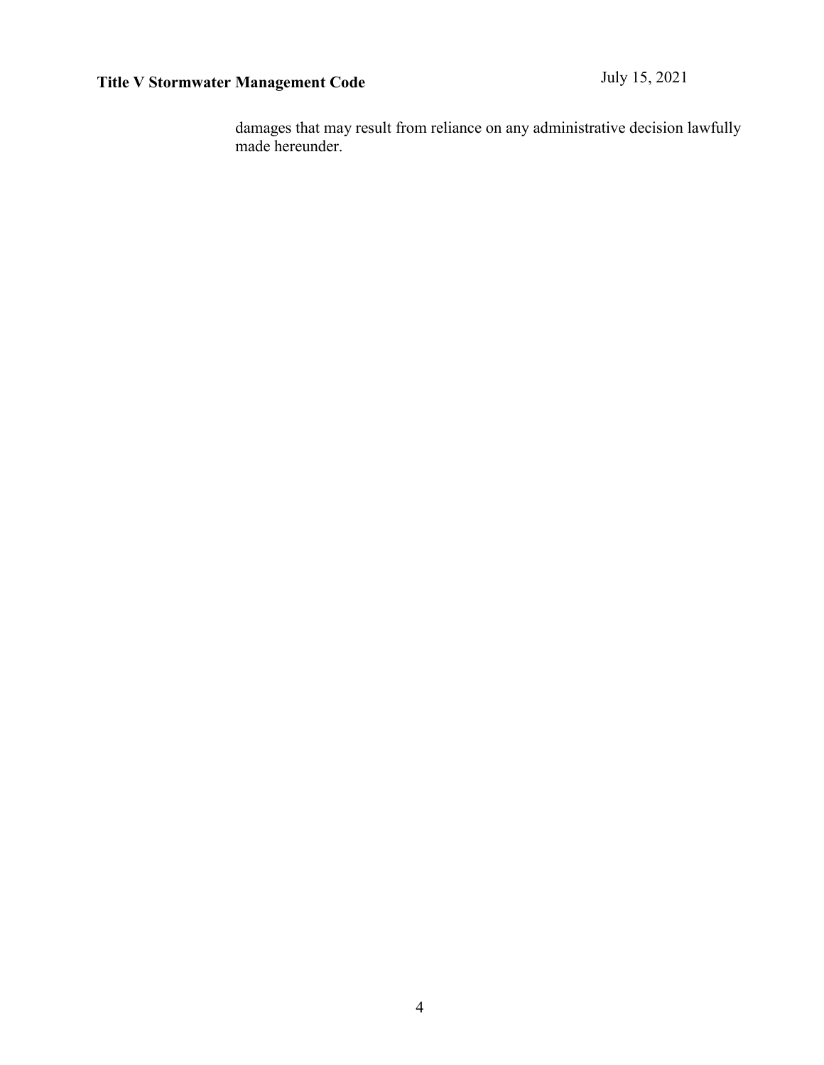damages that may result from reliance on any administrative decision lawfully made hereunder.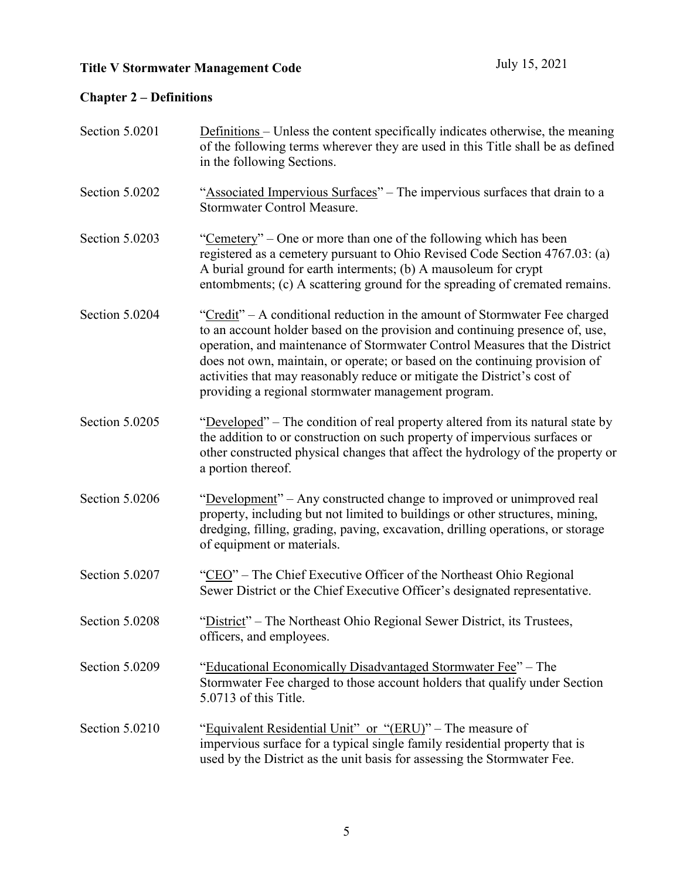# Title V Stormwater Management Code

July 15, 2021

## Chapter 2 – Definitions

Section 5.0201 Definitions – Unless the content specifically indicates otherwise, the meaning of the following terms wherever they are used in this Title shall be as defined in the following Sections.

Section 5.0202 "Associated Impervious Surfaces" – The impervious surfaces that drain to a Stormwater Control Measure.

Section 5.0203 "Cemetery" – One or more than one of the following which has been registered as a cemetery pursuant to Ohio Revised Code Section 4767.03: (a) A burial ground for earth interments; (b) A mausoleum for crypt entombments; (c) A scattering ground for the spreading of cremated remains.

Section 5.0204 "Credit" – A conditional reduction in the amount of Stormwater Fee charged to an account holder based on the provision and continuing presence of, use, operation, and maintenance of Stormwater Control Measures that the District does not own, maintain, or operate; or based on the continuing provision of activities that may reasonably reduce or mitigate the District's cost of providing a regional stormwater management program.

Section 5.0205 "Developed" – The condition of real property altered from its natural state by the addition to or construction on such property of impervious surfaces or other constructed physical changes that affect the hydrology of the property or a portion thereof.

Section 5.0206 "Development" – Any constructed change to improved or unimproved real property, including but not limited to buildings or other structures, mining, dredging, filling, grading, paving, excavation, drilling operations, or storage of equipment or materials.

Section 5.0207 "CEO" – The Chief Executive Officer of the Northeast Ohio Regional Sewer District or the Chief Executive Officer's designated representative.

Section 5.0208 "District" – The Northeast Ohio Regional Sewer District, its Trustees, officers, and employees.

Section 5.0209 "Educational Economically Disadvantaged Stormwater Fee" – The Stormwater Fee charged to those account holders that qualify under Section 5.0713 of this Title.

Section 5.0210 "Equivalent Residential Unit" or "(ERU)" – The measure of impervious surface for a typical single family residential property that is used by the District as the unit basis for assessing the Stormwater Fee.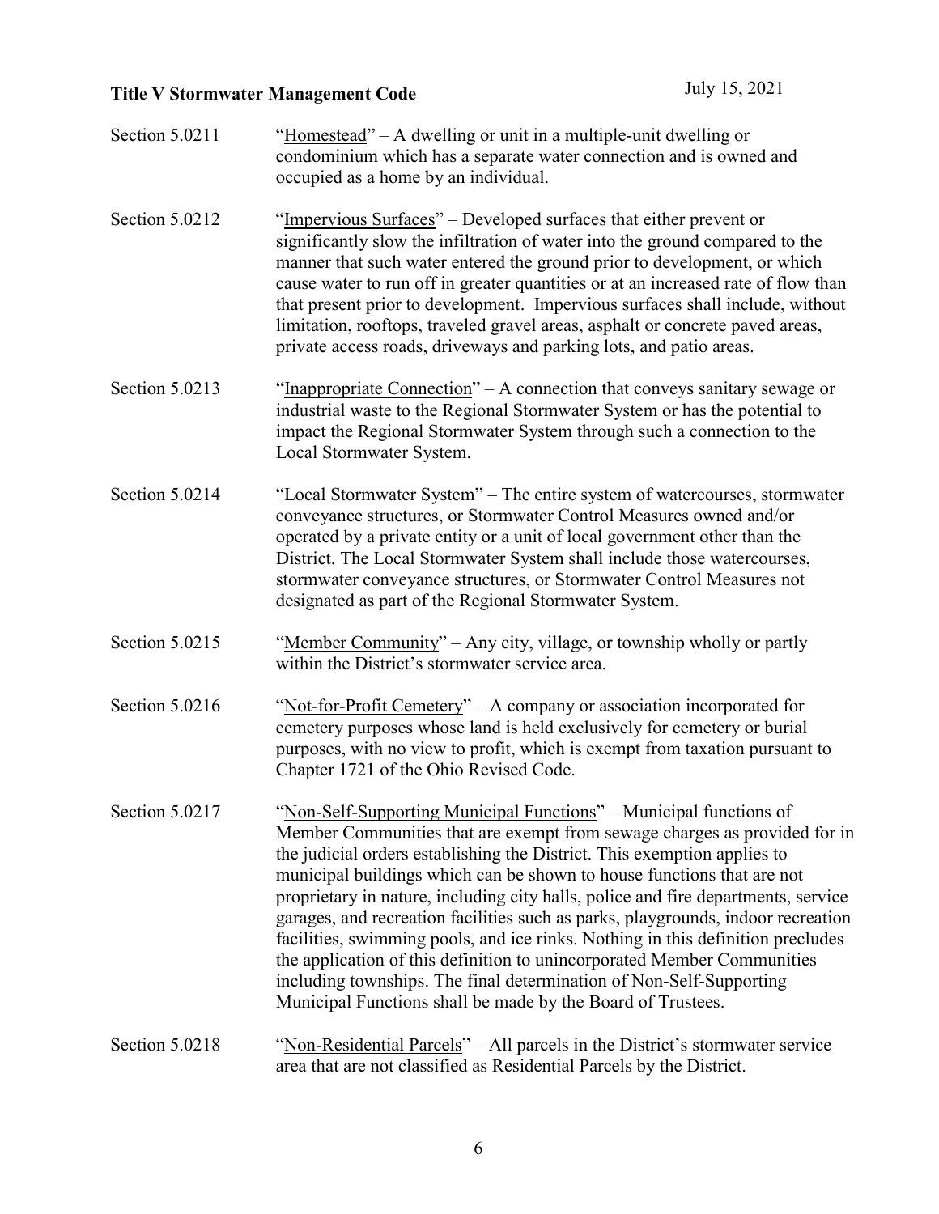Section 5.0211 “Homestead” – A dwelling or unit in a multiple-unit dwelling or condominium which has a separate water connection and is owned and occupied as a home by an individual.

Section 5.0212 “Impervious Surfaces” – Developed surfaces that either prevent or significantly slow the infiltration of water into the ground compared to the manner that such water entered the ground prior to development, or which cause water to run off in greater quantities or at an increased rate of flow than that present prior to development. Impervious surfaces shall include, without limitation, rooftops, traveled gravel areas, asphalt or concrete paved areas, private access roads, driveways and parking lots, and patio areas.

Section 5.0213 “Inappropriate Connection” – A connection that conveys sanitary sewage or industrial waste to the Regional Stormwater System or has the potential to impact the Regional Stormwater System through such a connection to the Local Stormwater System.

Section 5.0214 “Local Stormwater System” – The entire system of watercourses, stormwater conveyance structures, or Stormwater Control Measures owned and/or operated by a private entity or a unit of local government other than the District. The Local Stormwater System shall include those watercourses, stormwater conveyance structures, or Stormwater Control Measures not designated as part of the Regional Stormwater System.

Section 5.0215 “Member Community” – Any city, village, or township wholly or partly within the District’s stormwater service area.

Section 5.0216 “Not-for-Profit Cemetery” – A company or association incorporated for cemetery purposes whose land is held exclusively for cemetery or burial purposes, with no view to profit, which is exempt from taxation pursuant to Chapter 1721 of the Ohio Revised Code.

Section 5.0217 “Non-Self-Supporting Municipal Functions” – Municipal functions of Member Communities that are exempt from sewage charges as provided for in the judicial orders establishing the District. This exemption applies to municipal buildings which can be shown to house functions that are not proprietary in nature, including city halls, police and fire departments, service garages, and recreation facilities such as parks, playgrounds, indoor recreation facilities, swimming pools, and ice rinks. Nothing in this definition precludes the application of this definition to unincorporated Member Communities including townships. The final determination of Non-Self-Supporting Municipal Functions shall be made by the Board of Trustees.

Section 5.0218 “Non-Residential Parcels” – All parcels in the District’s stormwater service area that are not classified as Residential Parcels by the District.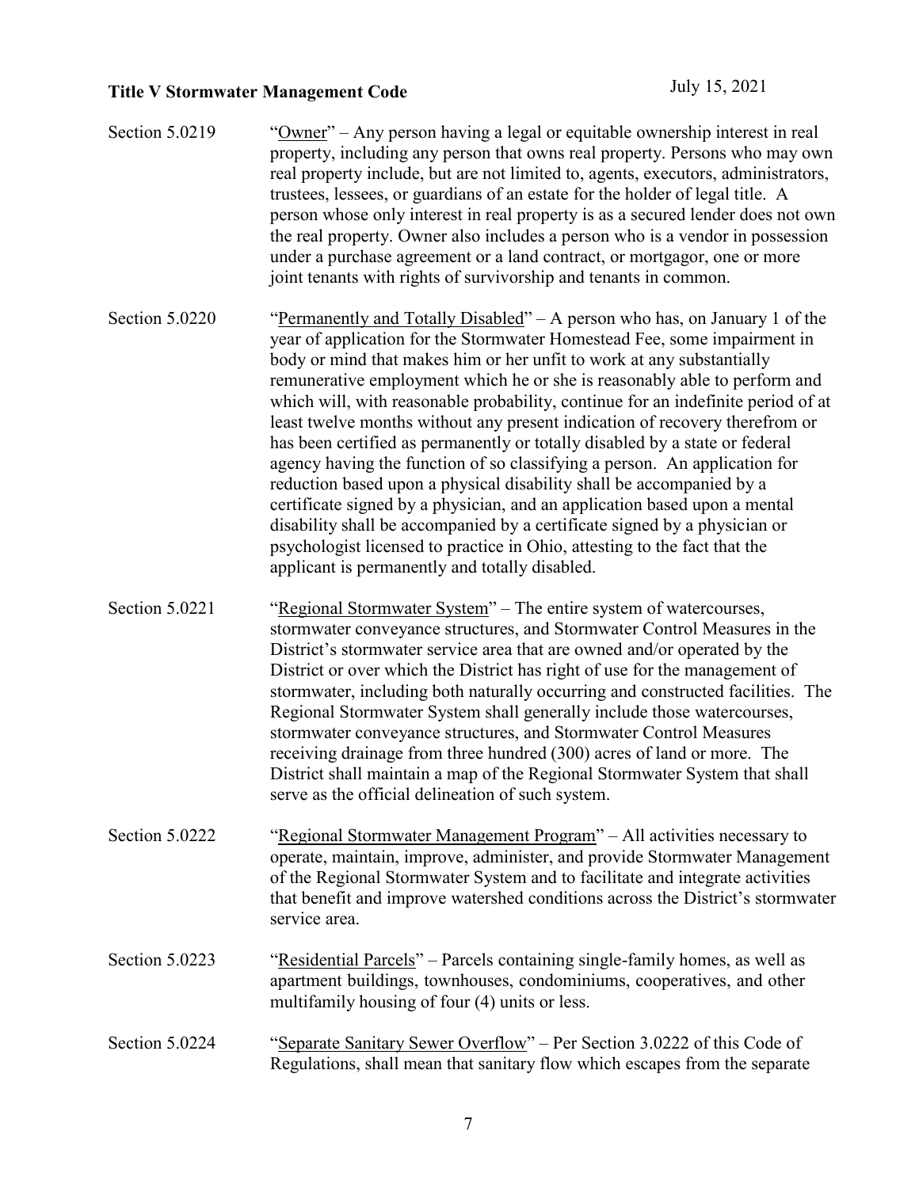Section 5.0219 "Owner" – Any person having a legal or equitable ownership interest in real property, including any person that owns real property. Persons who may own real property include, but are not limited to, agents, executors, administrators, trustees, lessees, or guardians of an estate for the holder of legal title. A person whose only interest in real property is as a secured lender does not own the real property. Owner also includes a person who is a vendor in possession under a purchase agreement or a land contract, or mortgagor, one or more joint tenants with rights of survivorship and tenants in common.

Section 5.0220 "Permanently and Totally Disabled" – A person who has, on January 1 of the year of application for the Stormwater Homestead Fee, some impairment in body or mind that makes him or her unfit to work at any substantially remunerative employment which he or she is reasonably able to perform and which will, with reasonable probability, continue for an indefinite period of at least twelve months without any present indication of recovery therefrom or has been certified as permanently or totally disabled by a state or federal agency having the function of so classifying a person. An application for reduction based upon a physical disability shall be accompanied by a certificate signed by a physician, and an application based upon a mental disability shall be accompanied by a certificate signed by a physician or psychologist licensed to practice in Ohio, attesting to the fact that the applicant is permanently and totally disabled.

Section 5.0221 "Regional Stormwater System" – The entire system of watercourses, stormwater conveyance structures, and Stormwater Control Measures in the District's stormwater service area that are owned and/or operated by the District or over which the District has right of use for the management of stormwater, including both naturally occurring and constructed facilities. The Regional Stormwater System shall generally include those watercourses, stormwater conveyance structures, and Stormwater Control Measures receiving drainage from three hundred (300) acres of land or more. The District shall maintain a map of the Regional Stormwater System that shall serve as the official delineation of such system.

Section 5.0222 "Regional Stormwater Management Program" – All activities necessary to operate, maintain, improve, administer, and provide Stormwater Management of the Regional Stormwater System and to facilitate and integrate activities that benefit and improve watershed conditions across the District's stormwater service area.

Section 5.0223 "Residential Parcels" – Parcels containing single-family homes, as well as apartment buildings, townhouses, condominiums, cooperatives, and other multifamily housing of four (4) units or less.

Section 5.0224 "Separate Sanitary Sewer Overflow" – Per Section 3.0222 of this Code of Regulations, shall mean that sanitary flow which escapes from the separate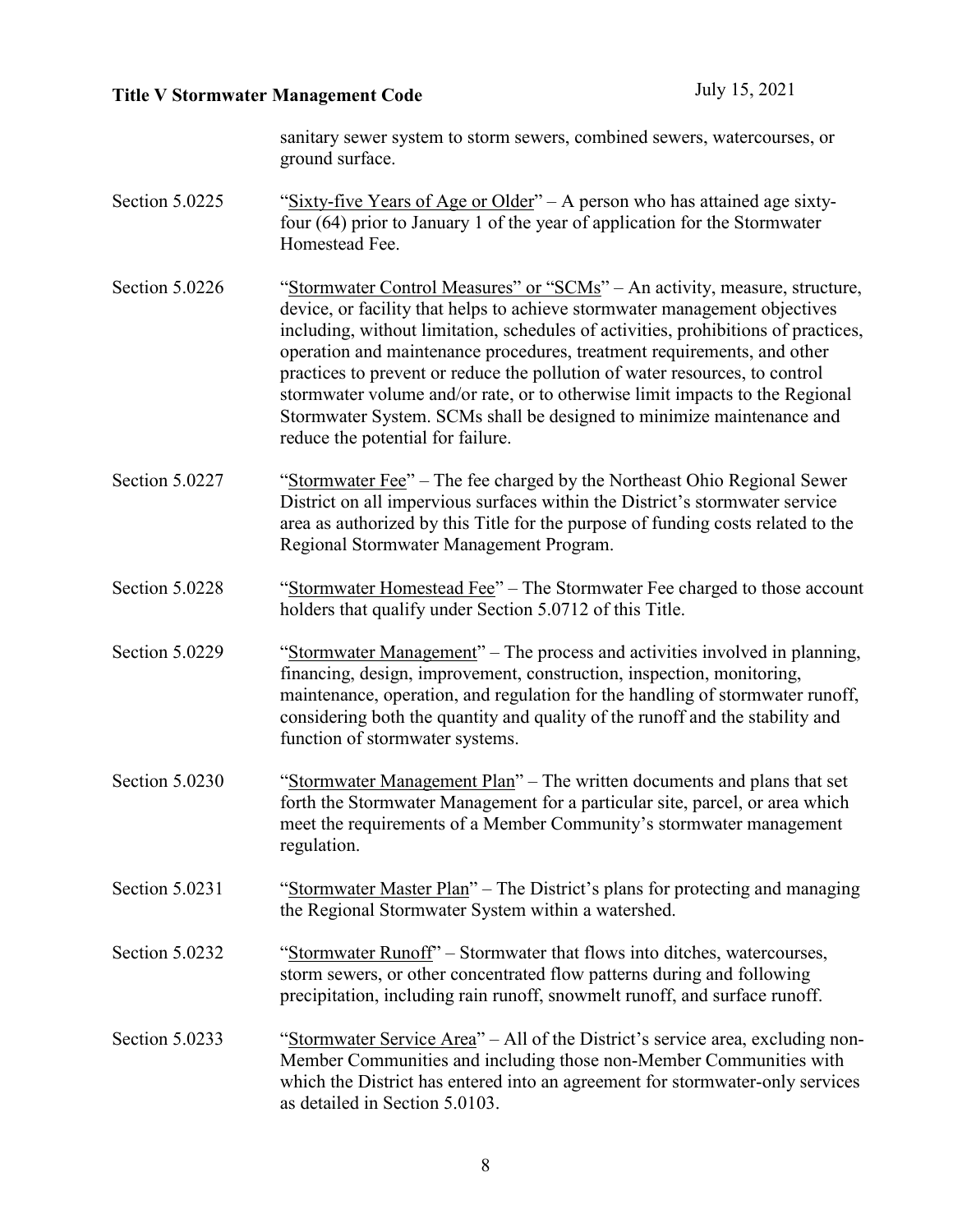sanitary sewer system to storm sewers, combined sewers, watercourses, or ground surface.

Section 5.0225 "Sixty-five Years of Age or Older" – A person who has attained age sixty-four (64) prior to January 1 of the year of application for the Stormwater Homestead Fee.

Section 5.0226 "Stormwater Control Measures" or "SCMs" – An activity, measure, structure, device, or facility that helps to achieve stormwater management objectives including, without limitation, schedules of activities, prohibitions of practices, operation and maintenance procedures, treatment requirements, and other practices to prevent or reduce the pollution of water resources, to control stormwater volume and/or rate, or to otherwise limit impacts to the Regional Stormwater System. SCMs shall be designed to minimize maintenance and reduce the potential for failure.

Section 5.0227 "Stormwater Fee" – The fee charged by the Northeast Ohio Regional Sewer District on all impervious surfaces within the District's stormwater service area as authorized by this Title for the purpose of funding costs related to the Regional Stormwater Management Program.

Section 5.0228 "Stormwater Homestead Fee" – The Stormwater Fee charged to those account holders that qualify under Section 5.0712 of this Title.

Section 5.0229 "Stormwater Management" – The process and activities involved in planning, financing, design, improvement, construction, inspection, monitoring, maintenance, operation, and regulation for the handling of stormwater runoff, considering both the quantity and quality of the runoff and the stability and function of stormwater systems.

Section 5.0230 "Stormwater Management Plan" – The written documents and plans that set forth the Stormwater Management for a particular site, parcel, or area which meet the requirements of a Member Community's stormwater management regulation.

Section 5.0231 "Stormwater Master Plan" – The District's plans for protecting and managing the Regional Stormwater System within a watershed.

Section 5.0232 "Stormwater Runoff" – Stormwater that flows into ditches, watercourses, storm sewers, or other concentrated flow patterns during and following precipitation, including rain runoff, snowmelt runoff, and surface runoff.

Section 5.0233 "Stormwater Service Area" – All of the District's service area, excluding non-Member Communities and including those non-Member Communities with which the District has entered into an agreement for stormwater-only services as detailed in Section 5.0103.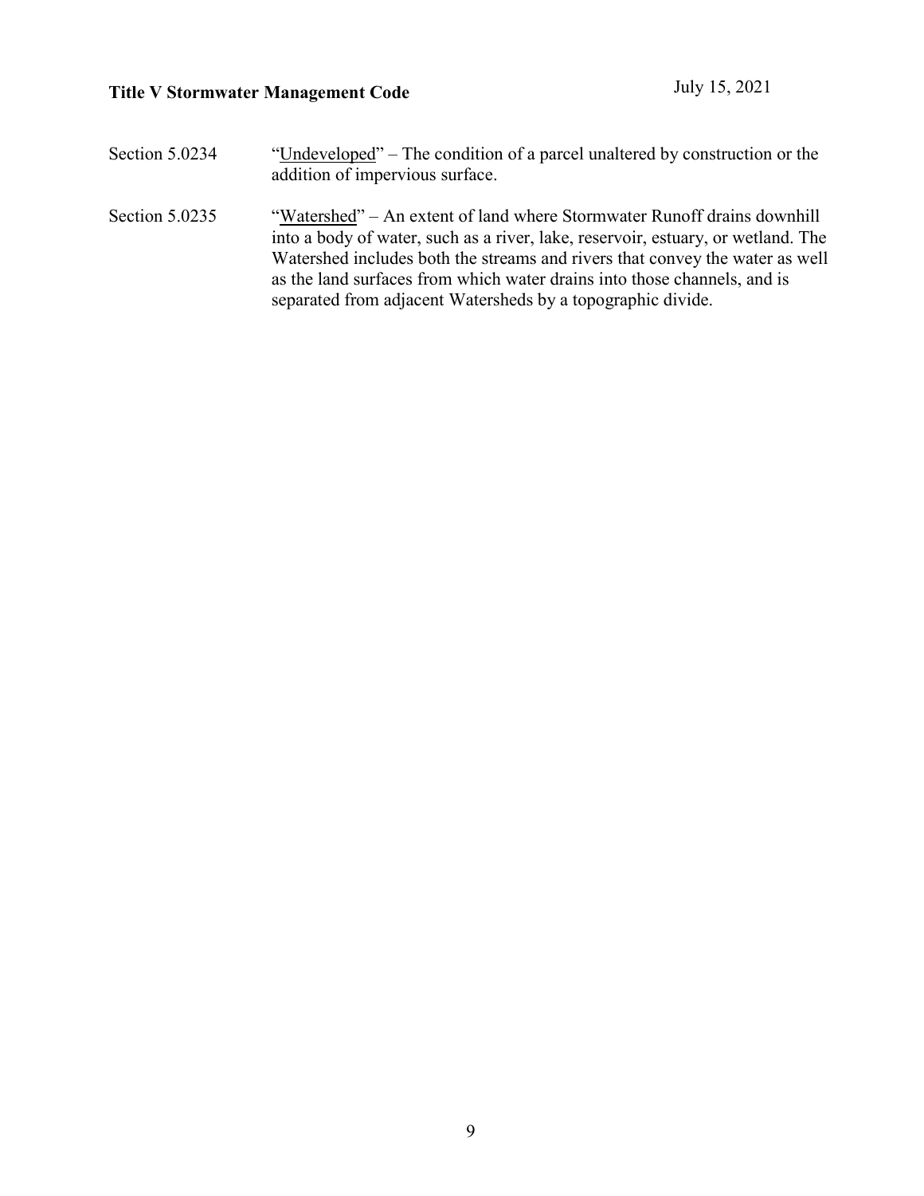Section 5.0234 "<u>Undeveloped</u>" – The condition of a parcel unaltered by construction or the addition of impervious surface.

Section 5.0235 "<u>Watershed</u>" – An extent of land where Stormwater Runoff drains downhill into a body of water, such as a river, lake, reservoir, estuary, or wetland. The Watershed includes both the streams and rivers that convey the water as well as the land surfaces from which water drains into those channels, and is separated from adjacent Watersheds by a topographic divide.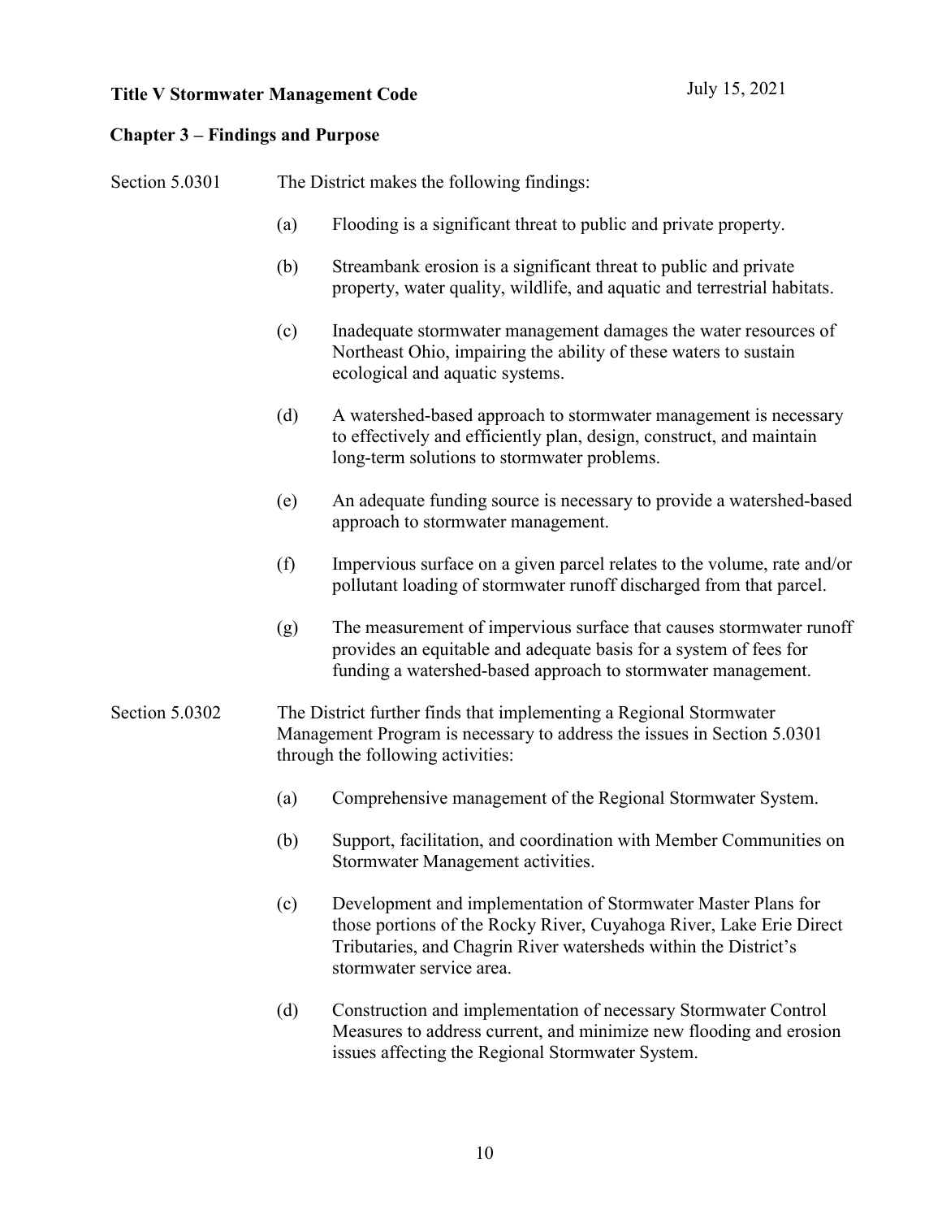## Chapter 3 – Findings and Purpose

**Section 5.0301** The District makes the following findings:

(a) Flooding is a significant threat to public and private property.

(b) Streambank erosion is a significant threat to public and private property, water quality, wildlife, and aquatic and terrestrial habitats.

(c) Inadequate stormwater management damages the water resources of Northeast Ohio, impairing the ability of these waters to sustain ecological and aquatic systems.

(d) A watershed-based approach to stormwater management is necessary to effectively and efficiently plan, design, construct, and maintain long-term solutions to stormwater problems.

(e) An adequate funding source is necessary to provide a watershed-based approach to stormwater management.

(f) Impervious surface on a given parcel relates to the volume, rate and/or pollutant loading of stormwater runoff discharged from that parcel.

(g) The measurement of impervious surface that causes stormwater runoff provides an equitable and adequate basis for a system of fees for funding a watershed-based approach to stormwater management.

**Section 5.0302** The District further finds that implementing a Regional Stormwater Management Program is necessary to address the issues in Section 5.0301 through the following activities:

(a) Comprehensive management of the Regional Stormwater System.

(b) Support, facilitation, and coordination with Member Communities on Stormwater Management activities.

(c) Development and implementation of Stormwater Master Plans for those portions of the Rocky River, Cuyahoga River, Lake Erie Direct Tributaries, and Chagrin River watersheds within the District's stormwater service area.

(d) Construction and implementation of necessary Stormwater Control Measures to address current, and minimize new flooding and erosion issues affecting the Regional Stormwater System.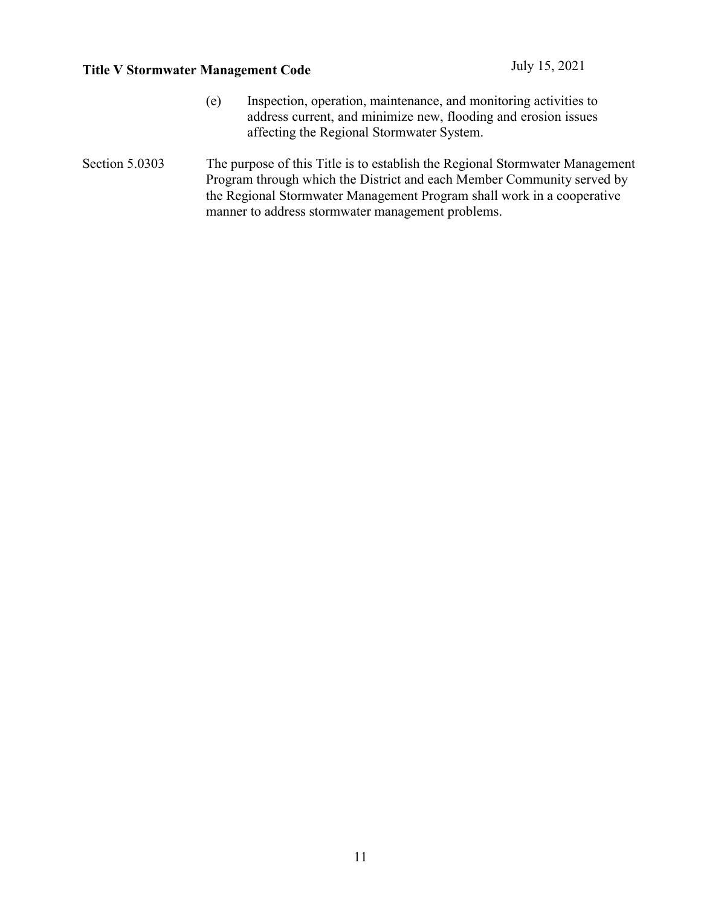(e) Inspection, operation, maintenance, and monitoring activities to address current, and minimize new, flooding and erosion issues affecting the Regional Stormwater System.

Section 5.0303 The purpose of this Title is to establish the Regional Stormwater Management Program through which the District and each Member Community served by the Regional Stormwater Management Program shall work in a cooperative manner to address stormwater management problems.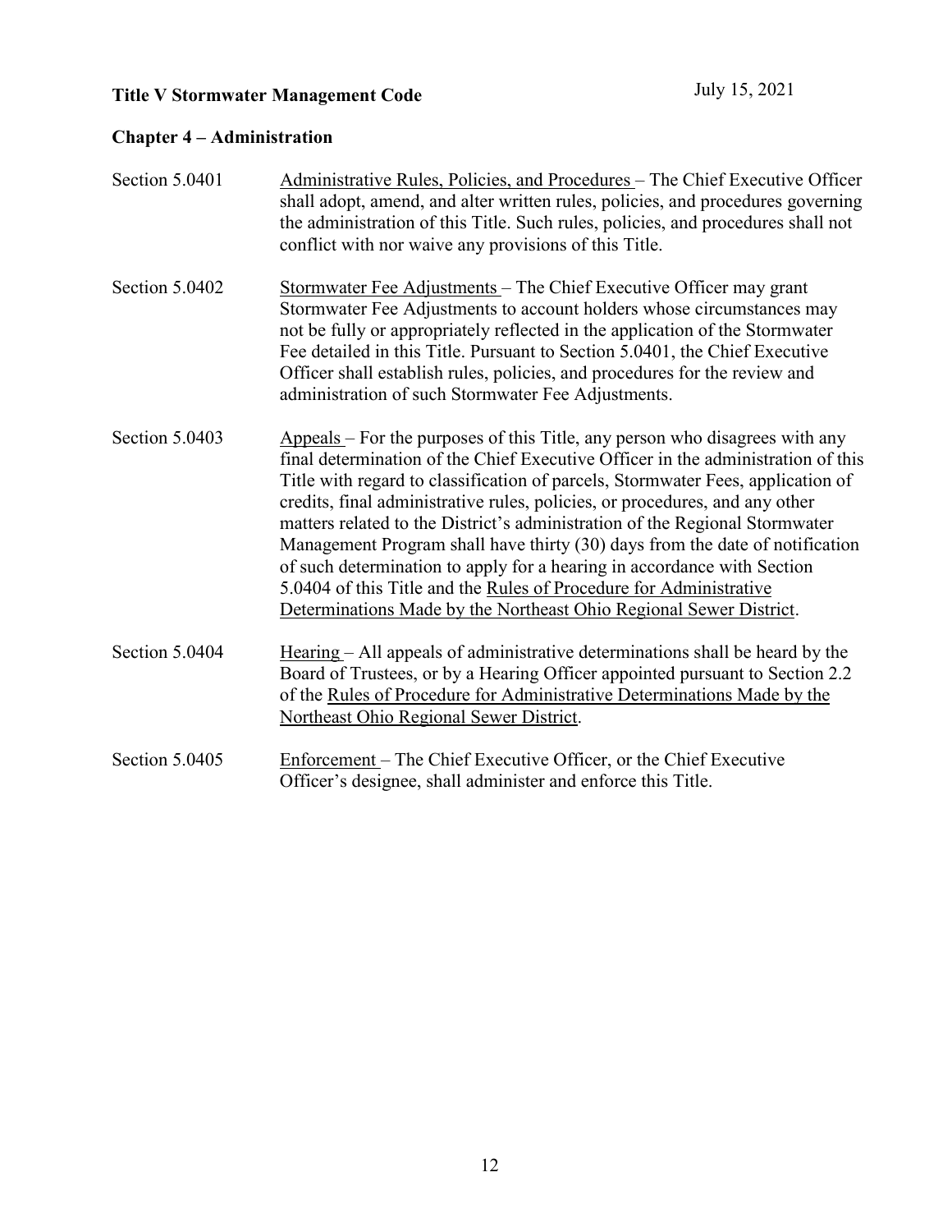## Chapter 4 – Administration

Section 5.0401 Administrative Rules, Policies, and Procedures – The Chief Executive Officer shall adopt, amend, and alter written rules, policies, and procedures governing the administration of this Title. Such rules, policies, and procedures shall not conflict with nor waive any provisions of this Title.

Section 5.0402 Stormwater Fee Adjustments – The Chief Executive Officer may grant Stormwater Fee Adjustments to account holders whose circumstances may not be fully or appropriately reflected in the application of the Stormwater Fee detailed in this Title. Pursuant to Section 5.0401, the Chief Executive Officer shall establish rules, policies, and procedures for the review and administration of such Stormwater Fee Adjustments.

Section 5.0403 Appeals – For the purposes of this Title, any person who disagrees with any final determination of the Chief Executive Officer in the administration of this Title with regard to classification of parcels, Stormwater Fees, application of credits, final administrative rules, policies, or procedures, and any other matters related to the District's administration of the Regional Stormwater Management Program shall have thirty (30) days from the date of notification of such determination to apply for a hearing in accordance with Section 5.0404 of this Title and the Rules of Procedure for Administrative Determinations Made by the Northeast Ohio Regional Sewer District.

Section 5.0404 Hearing – All appeals of administrative determinations shall be heard by the Board of Trustees, or by a Hearing Officer appointed pursuant to Section 2.2 of the Rules of Procedure for Administrative Determinations Made by the Northeast Ohio Regional Sewer District.

Section 5.0405 Enforcement – The Chief Executive Officer, or the Chief Executive Officer's designee, shall administer and enforce this Title.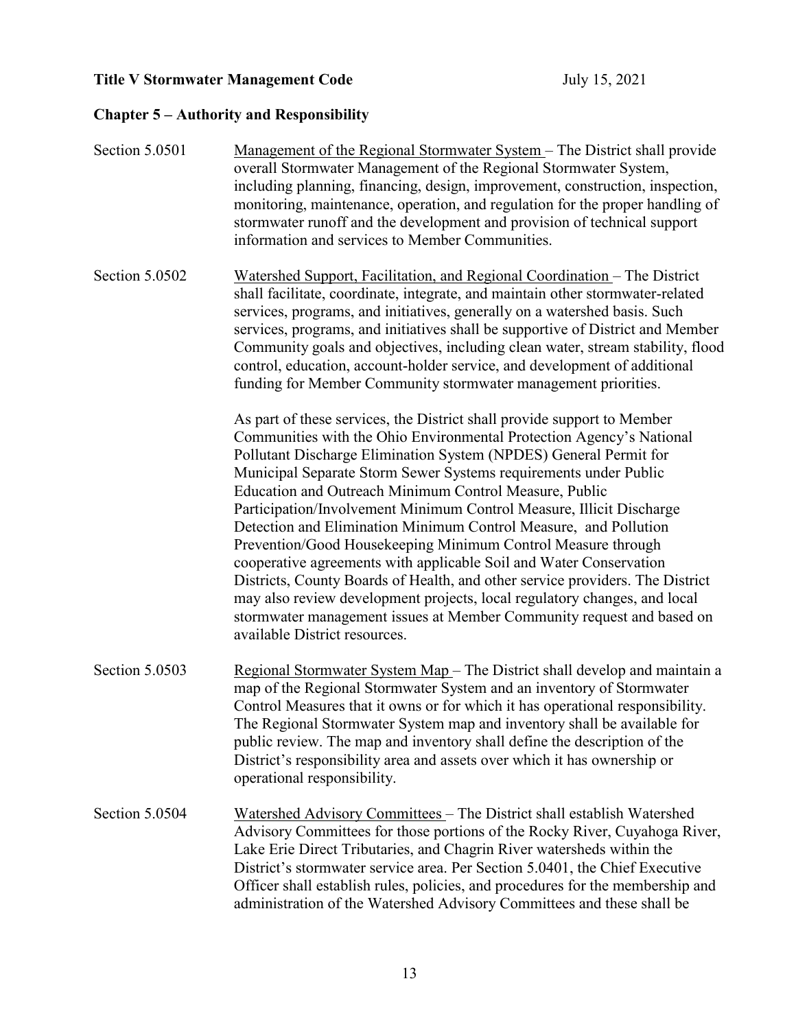## Chapter 5 – Authority and Responsibility

**Section 5.0501** Management of the Regional Stormwater System – The District shall provide overall Stormwater Management of the Regional Stormwater System, including planning, financing, design, improvement, construction, inspection, monitoring, maintenance, operation, and regulation for the proper handling of stormwater runoff and the development and provision of technical support information and services to Member Communities.

**Section 5.0502** Watershed Support, Facilitation, and Regional Coordination – The District shall facilitate, coordinate, integrate, and maintain other stormwater-related services, programs, and initiatives, generally on a watershed basis. Such services, programs, and initiatives shall be supportive of District and Member Community goals and objectives, including clean water, stream stability, flood control, education, account-holder service, and development of additional funding for Member Community stormwater management priorities.

As part of these services, the District shall provide support to Member Communities with the Ohio Environmental Protection Agency's National Pollutant Discharge Elimination System (NPDES) General Permit for Municipal Separate Storm Sewer Systems requirements under Public Education and Outreach Minimum Control Measure, Public Participation/Involvement Minimum Control Measure, Illicit Discharge Detection and Elimination Minimum Control Measure, and Pollution Prevention/Good Housekeeping Minimum Control Measure through cooperative agreements with applicable Soil and Water Conservation Districts, County Boards of Health, and other service providers. The District may also review development projects, local regulatory changes, and local stormwater management issues at Member Community request and based on available District resources.

**Section 5.0503** Regional Stormwater System Map – The District shall develop and maintain a map of the Regional Stormwater System and an inventory of Stormwater Control Measures that it owns or for which it has operational responsibility. The Regional Stormwater System map and inventory shall be available for public review. The map and inventory shall define the description of the District's responsibility area and assets over which it has ownership or operational responsibility.

**Section 5.0504** Watershed Advisory Committees – The District shall establish Watershed Advisory Committees for those portions of the Rocky River, Cuyahoga River, Lake Erie Direct Tributaries, and Chagrin River watersheds within the District's stormwater service area. Per Section 5.0401, the Chief Executive Officer shall establish rules, policies, and procedures for the membership and administration of the Watershed Advisory Committees and these shall be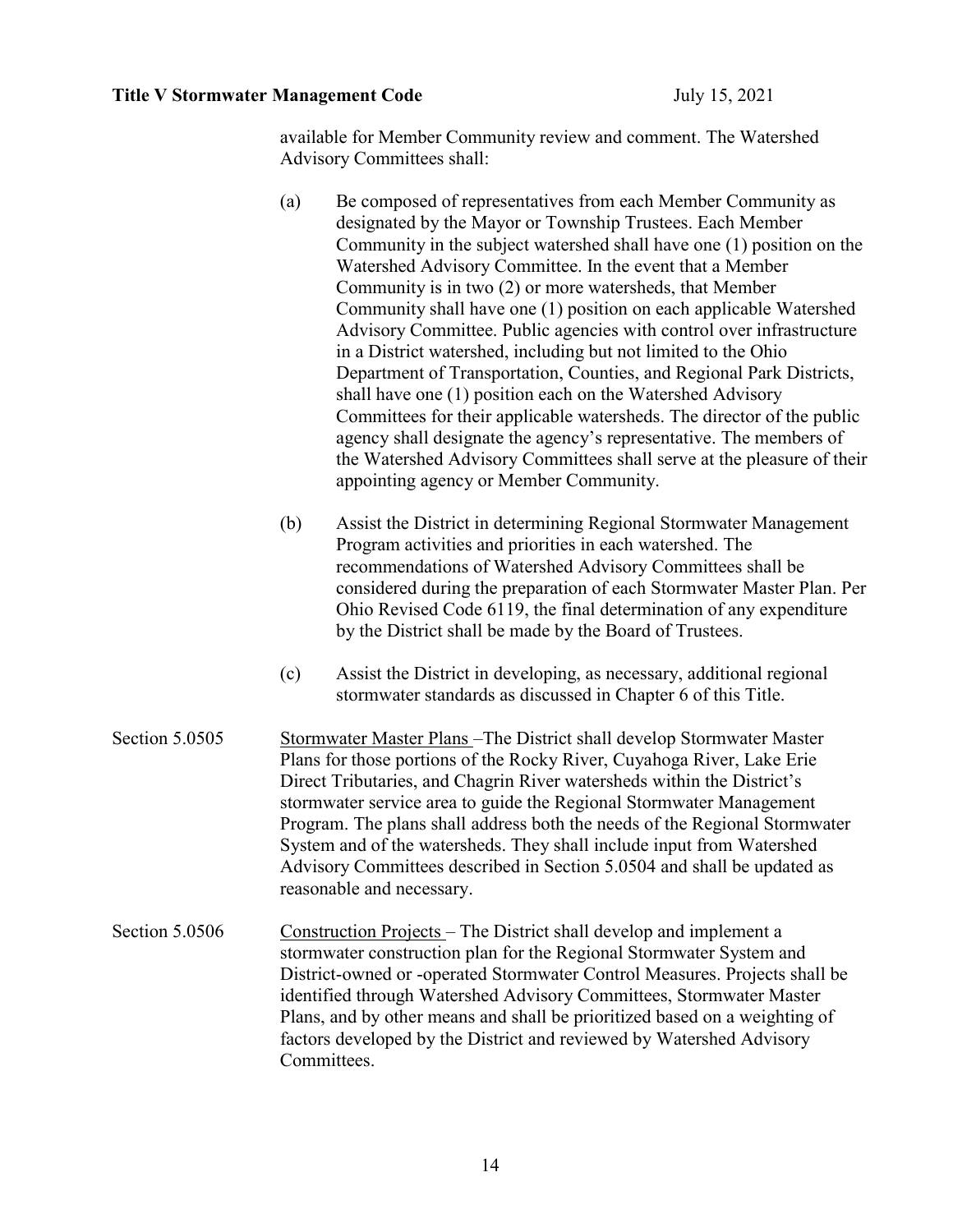available for Member Community review and comment. The Watershed Advisory Committees shall:

(a) Be composed of representatives from each Member Community as designated by the Mayor or Township Trustees. Each Member Community in the subject watershed shall have one (1) position on the Watershed Advisory Committee. In the event that a Member Community is in two (2) or more watersheds, that Member Community shall have one (1) position on each applicable Watershed Advisory Committee. Public agencies with control over infrastructure in a District watershed, including but not limited to the Ohio Department of Transportation, Counties, and Regional Park Districts, shall have one (1) position each on the Watershed Advisory Committees for their applicable watersheds. The director of the public agency shall designate the agency's representative. The members of the Watershed Advisory Committees shall serve at the pleasure of their appointing agency or Member Community.

(b) Assist the District in determining Regional Stormwater Management Program activities and priorities in each watershed. The recommendations of Watershed Advisory Committees shall be considered during the preparation of each Stormwater Master Plan. Per Ohio Revised Code 6119, the final determination of any expenditure by the District shall be made by the Board of Trustees.

(c) Assist the District in developing, as necessary, additional regional stormwater standards as discussed in Chapter 6 of this Title.

Section 5.0505 Stormwater Master Plans –The District shall develop Stormwater Master Plans for those portions of the Rocky River, Cuyahoga River, Lake Erie Direct Tributaries, and Chagrin River watersheds within the District's stormwater service area to guide the Regional Stormwater Management Program. The plans shall address both the needs of the Regional Stormwater System and of the watersheds. They shall include input from Watershed Advisory Committees described in Section 5.0504 and shall be updated as reasonable and necessary.

Section 5.0506 Construction Projects – The District shall develop and implement a stormwater construction plan for the Regional Stormwater System and District-owned or -operated Stormwater Control Measures. Projects shall be identified through Watershed Advisory Committees, Stormwater Master Plans, and by other means and shall be prioritized based on a weighting of factors developed by the District and reviewed by Watershed Advisory Committees.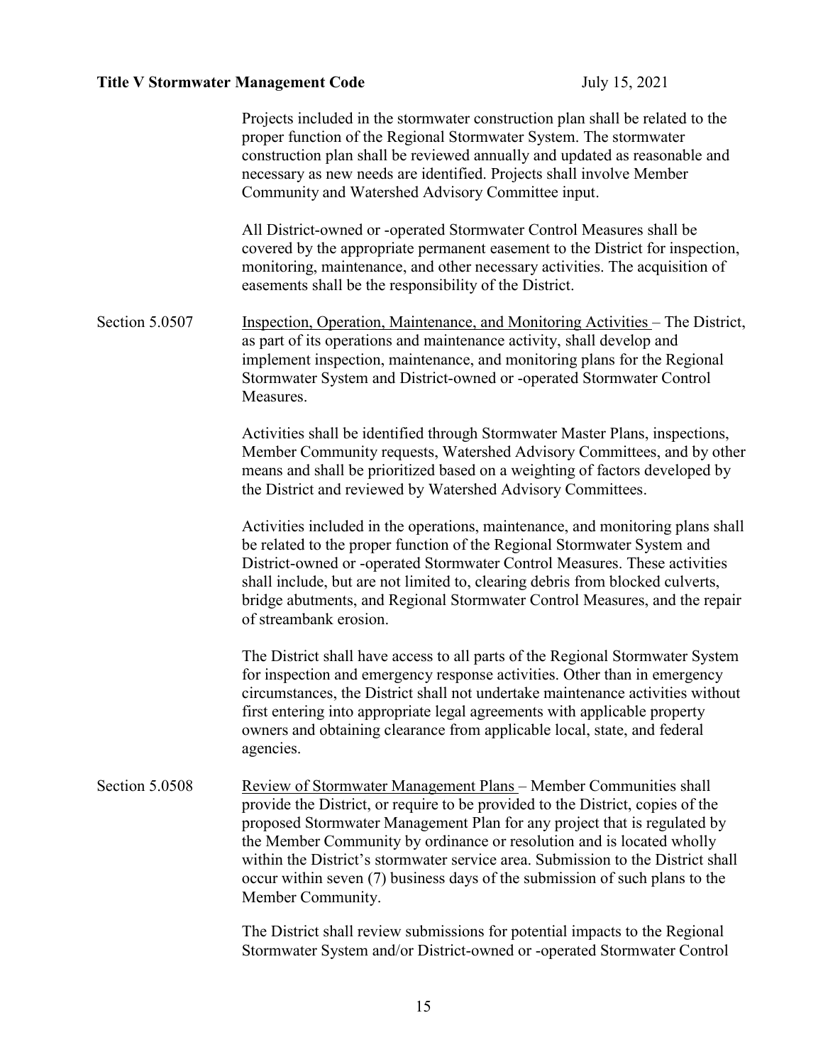Projects included in the stormwater construction plan shall be related to the proper function of the Regional Stormwater System. The stormwater construction plan shall be reviewed annually and updated as reasonable and necessary as new needs are identified. Projects shall involve Member Community and Watershed Advisory Committee input.

All District-owned or -operated Stormwater Control Measures shall be covered by the appropriate permanent easement to the District for inspection, monitoring, maintenance, and other necessary activities. The acquisition of easements shall be the responsibility of the District.

Section 5.0507 Inspection, Operation, Maintenance, and Monitoring Activities – The District, as part of its operations and maintenance activity, shall develop and implement inspection, maintenance, and monitoring plans for the Regional Stormwater System and District-owned or -operated Stormwater Control Measures.

Activities shall be identified through Stormwater Master Plans, inspections, Member Community requests, Watershed Advisory Committees, and by other means and shall be prioritized based on a weighting of factors developed by the District and reviewed by Watershed Advisory Committees.

Activities included in the operations, maintenance, and monitoring plans shall be related to the proper function of the Regional Stormwater System and District-owned or -operated Stormwater Control Measures. These activities shall include, but are not limited to, clearing debris from blocked culverts, bridge abutments, and Regional Stormwater Control Measures, and the repair of streambank erosion.

The District shall have access to all parts of the Regional Stormwater System for inspection and emergency response activities. Other than in emergency circumstances, the District shall not undertake maintenance activities without first entering into appropriate legal agreements with applicable property owners and obtaining clearance from applicable local, state, and federal agencies.

Section 5.0508 Review of Stormwater Management Plans – Member Communities shall provide the District, or require to be provided to the District, copies of the proposed Stormwater Management Plan for any project that is regulated by the Member Community by ordinance or resolution and is located wholly within the District's stormwater service area. Submission to the District shall occur within seven (7) business days of the submission of such plans to the Member Community.

The District shall review submissions for potential impacts to the Regional Stormwater System and/or District-owned or -operated Stormwater Control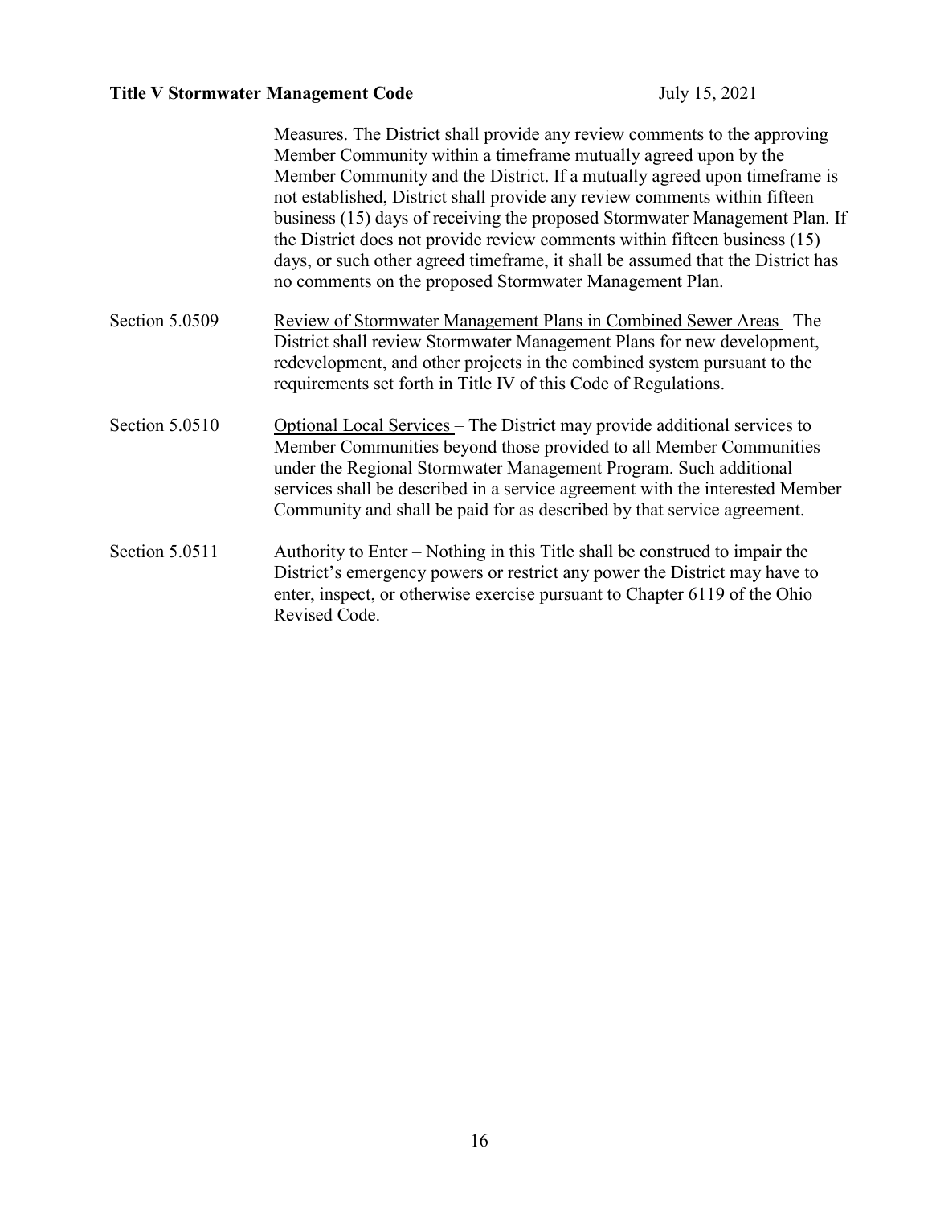Measures. The District shall provide any review comments to the approving Member Community within a timeframe mutually agreed upon by the Member Community and the District. If a mutually agreed upon timeframe is not established, District shall provide any review comments within fifteen business (15) days of receiving the proposed Stormwater Management Plan. If the District does not provide review comments within fifteen business (15) days, or such other agreed timeframe, it shall be assumed that the District has no comments on the proposed Stormwater Management Plan.

Section 5.0509 Review of Stormwater Management Plans in Combined Sewer Areas –The District shall review Stormwater Management Plans for new development, redevelopment, and other projects in the combined system pursuant to the requirements set forth in Title IV of this Code of Regulations.

Section 5.0510 Optional Local Services – The District may provide additional services to Member Communities beyond those provided to all Member Communities under the Regional Stormwater Management Program. Such additional services shall be described in a service agreement with the interested Member Community and shall be paid for as described by that service agreement.

Section 5.0511 Authority to Enter – Nothing in this Title shall be construed to impair the District's emergency powers or restrict any power the District may have to enter, inspect, or otherwise exercise pursuant to Chapter 6119 of the Ohio Revised Code.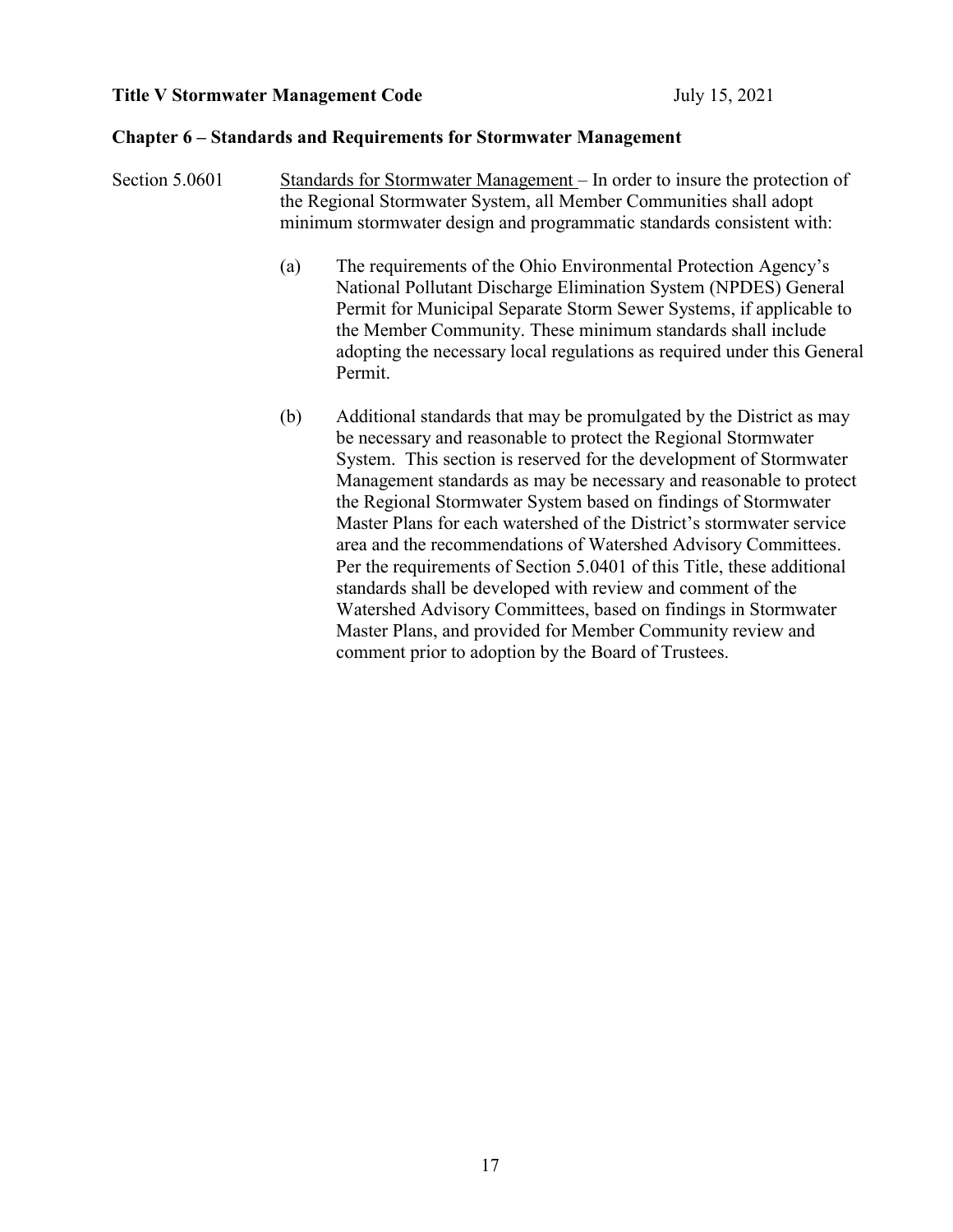## Chapter 6 – Standards and Requirements for Stormwater Management

Section 5.0601 Standards for Stormwater Management – In order to insure the protection of the Regional Stormwater System, all Member Communities shall adopt minimum stormwater design and programmatic standards consistent with:

(a) The requirements of the Ohio Environmental Protection Agency's National Pollutant Discharge Elimination System (NPDES) General Permit for Municipal Separate Storm Sewer Systems, if applicable to the Member Community. These minimum standards shall include adopting the necessary local regulations as required under this General Permit.

(b) Additional standards that may be promulgated by the District as may be necessary and reasonable to protect the Regional Stormwater System. This section is reserved for the development of Stormwater Management standards as may be necessary and reasonable to protect the Regional Stormwater System based on findings of Stormwater Master Plans for each watershed of the District's stormwater service area and the recommendations of Watershed Advisory Committees. Per the requirements of Section 5.0401 of this Title, these additional standards shall be developed with review and comment of the Watershed Advisory Committees, based on findings in Stormwater Master Plans, and provided for Member Community review and comment prior to adoption by the Board of Trustees.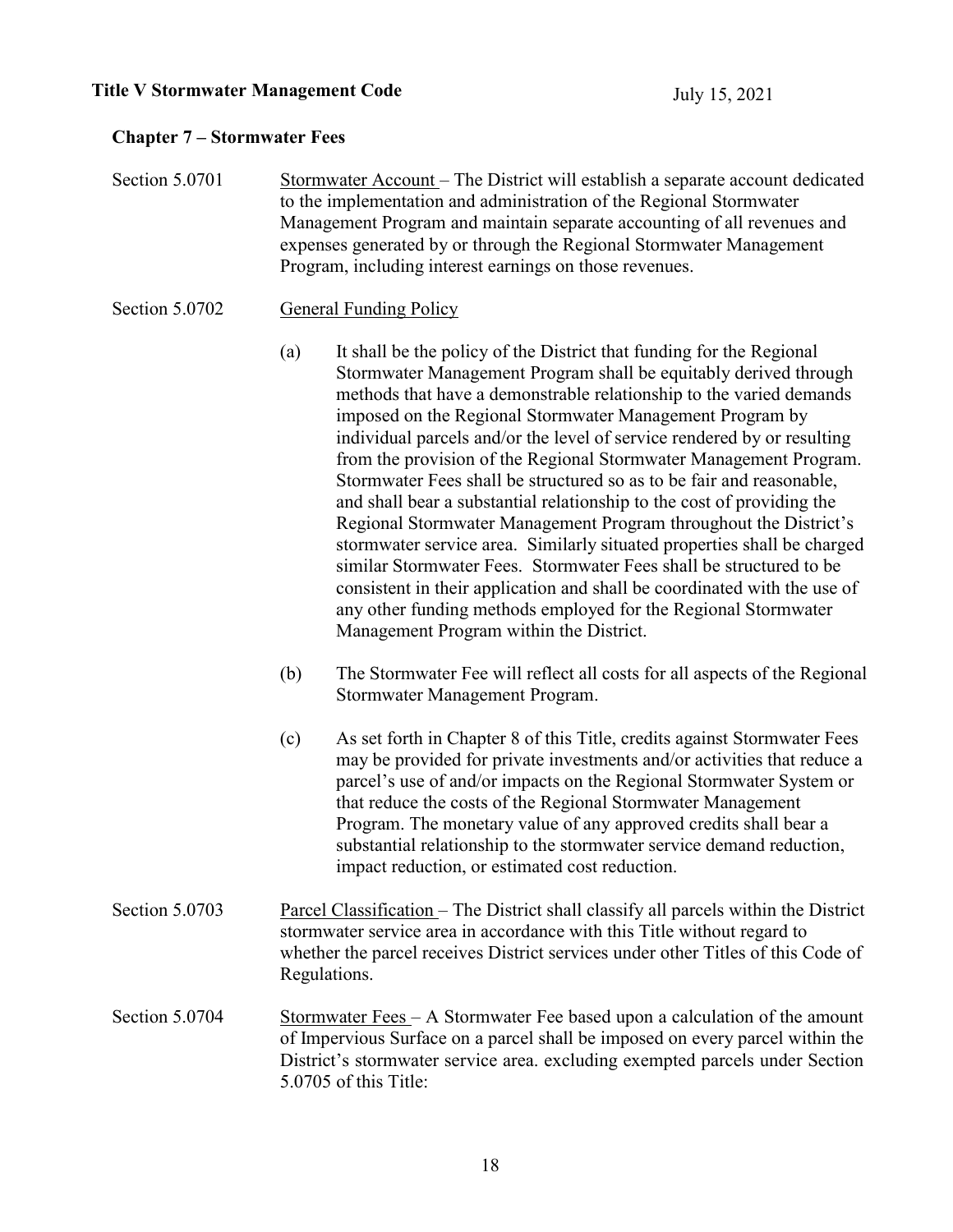## Chapter 7 – Stormwater Fees

Section 5.0701 Stormwater Account – The District will establish a separate account dedicated to the implementation and administration of the Regional Stormwater Management Program and maintain separate accounting of all revenues and expenses generated by or through the Regional Stormwater Management Program, including interest earnings on those revenues.

Section 5.0702 General Funding Policy

(a) It shall be the policy of the District that funding for the Regional Stormwater Management Program shall be equitably derived through methods that have a demonstrable relationship to the varied demands imposed on the Regional Stormwater Management Program by individual parcels and/or the level of service rendered by or resulting from the provision of the Regional Stormwater Management Program. Stormwater Fees shall be structured so as to be fair and reasonable, and shall bear a substantial relationship to the cost of providing the Regional Stormwater Management Program throughout the District's stormwater service area. Similarly situated properties shall be charged similar Stormwater Fees. Stormwater Fees shall be structured to be consistent in their application and shall be coordinated with the use of any other funding methods employed for the Regional Stormwater Management Program within the District.

(b) The Stormwater Fee will reflect all costs for all aspects of the Regional Stormwater Management Program.

(c) As set forth in Chapter 8 of this Title, credits against Stormwater Fees may be provided for private investments and/or activities that reduce a parcel's use of and/or impacts on the Regional Stormwater System or that reduce the costs of the Regional Stormwater Management Program. The monetary value of any approved credits shall bear a substantial relationship to the stormwater service demand reduction, impact reduction, or estimated cost reduction.

Section 5.0703 Parcel Classification – The District shall classify all parcels within the District stormwater service area in accordance with this Title without regard to whether the parcel receives District services under other Titles of this Code of Regulations.

Section 5.0704 Stormwater Fees – A Stormwater Fee based upon a calculation of the amount of Impervious Surface on a parcel shall be imposed on every parcel within the District's stormwater service area. excluding exempted parcels under Section 5.0705 of this Title: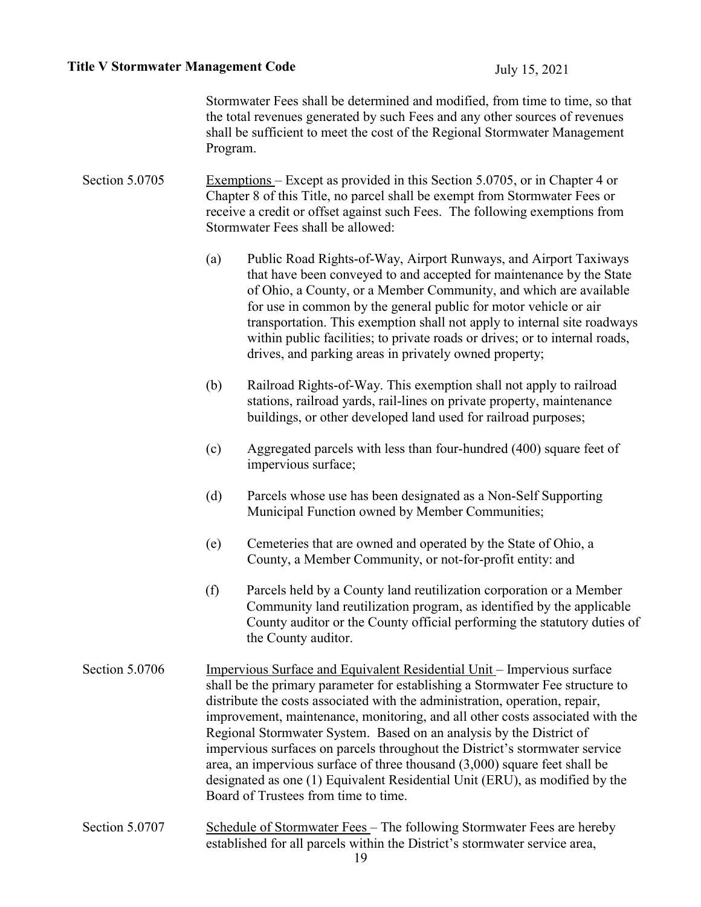Stormwater Fees shall be determined and modified, from time to time, so that the total revenues generated by such Fees and any other sources of revenues shall be sufficient to meet the cost of the Regional Stormwater Management Program.

Section 5.0705 Exemptions – Except as provided in this Section 5.0705, or in Chapter 4 or Chapter 8 of this Title, no parcel shall be exempt from Stormwater Fees or receive a credit or offset against such Fees. The following exemptions from Stormwater Fees shall be allowed:

(a) Public Road Rights-of-Way, Airport Runways, and Airport Taxiways that have been conveyed to and accepted for maintenance by the State of Ohio, a County, or a Member Community, and which are available for use in common by the general public for motor vehicle or air transportation. This exemption shall not apply to internal site roadways within public facilities; to private roads or drives; or to internal roads, drives, and parking areas in privately owned property;

(b) Railroad Rights-of-Way. This exemption shall not apply to railroad stations, railroad yards, rail-lines on private property, maintenance buildings, or other developed land used for railroad purposes;

(c) Aggregated parcels with less than four-hundred (400) square feet of impervious surface;

(d) Parcels whose use has been designated as a Non-Self Supporting Municipal Function owned by Member Communities;

(e) Cemeteries that are owned and operated by the State of Ohio, a County, a Member Community, or not-for-profit entity: and

(f) Parcels held by a County land reutilization corporation or a Member Community land reutilization program, as identified by the applicable County auditor or the County official performing the statutory duties of the County auditor.

Section 5.0706 Impervious Surface and Equivalent Residential Unit – Impervious surface shall be the primary parameter for establishing a Stormwater Fee structure to distribute the costs associated with the administration, operation, repair, improvement, maintenance, monitoring, and all other costs associated with the Regional Stormwater System. Based on an analysis by the District of impervious surfaces on parcels throughout the District's stormwater service area, an impervious surface of three thousand (3,000) square feet shall be designated as one (1) Equivalent Residential Unit (ERU), as modified by the Board of Trustees from time to time.

Section 5.0707 Schedule of Stormwater Fees – The following Stormwater Fees are hereby established for all parcels within the District's stormwater service area,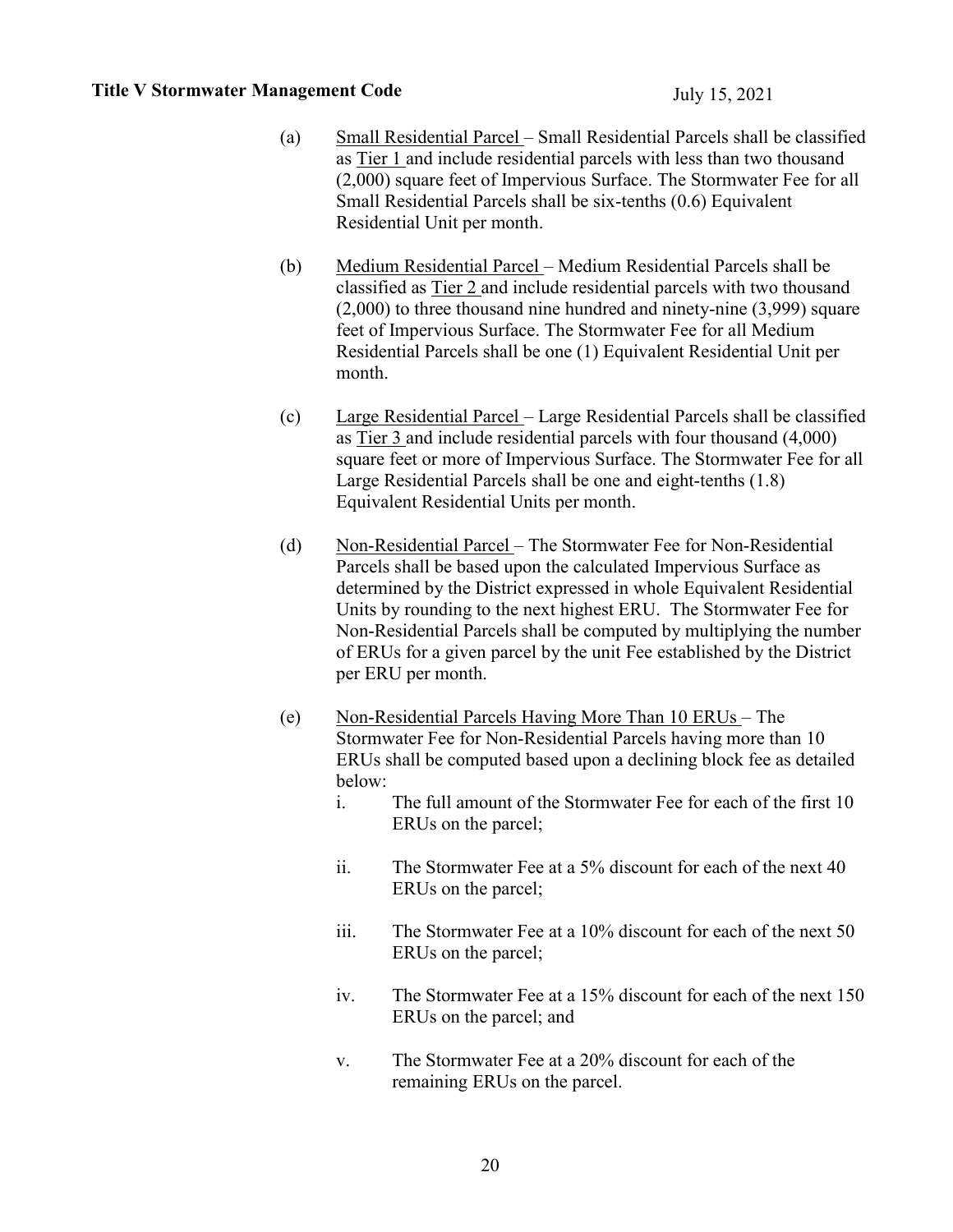(a) Small Residential Parcel – Small Residential Parcels shall be classified as Tier 1 and include residential parcels with less than two thousand (2,000) square feet of Impervious Surface. The Stormwater Fee for all Small Residential Parcels shall be six-tenths (0.6) Equivalent Residential Unit per month.

(b) Medium Residential Parcel – Medium Residential Parcels shall be classified as Tier 2 and include residential parcels with two thousand (2,000) to three thousand nine hundred and ninety-nine (3,999) square feet of Impervious Surface. The Stormwater Fee for all Medium Residential Parcels shall be one (1) Equivalent Residential Unit per month.

(c) Large Residential Parcel – Large Residential Parcels shall be classified as Tier 3 and include residential parcels with four thousand (4,000) square feet or more of Impervious Surface. The Stormwater Fee for all Large Residential Parcels shall be one and eight-tenths (1.8) Equivalent Residential Units per month.

(d) Non-Residential Parcel – The Stormwater Fee for Non-Residential Parcels shall be based upon the calculated Impervious Surface as determined by the District expressed in whole Equivalent Residential Units by rounding to the next highest ERU. The Stormwater Fee for Non-Residential Parcels shall be computed by multiplying the number of ERUs for a given parcel by the unit Fee established by the District per ERU per month.

(e) Non-Residential Parcels Having More Than 10 ERUs – The Stormwater Fee for Non-Residential Parcels having more than 10 ERUs shall be computed based upon a declining block fee as detailed below:

   i. The full amount of the Stormwater Fee for each of the first 10 ERUs on the parcel;

   ii. The Stormwater Fee at a 5% discount for each of the next 40 ERUs on the parcel;

   iii. The Stormwater Fee at a 10% discount for each of the next 50 ERUs on the parcel;

   iv. The Stormwater Fee at a 15% discount for each of the next 150 ERUs on the parcel; and

   v. The Stormwater Fee at a 20% discount for each of the remaining ERUs on the parcel.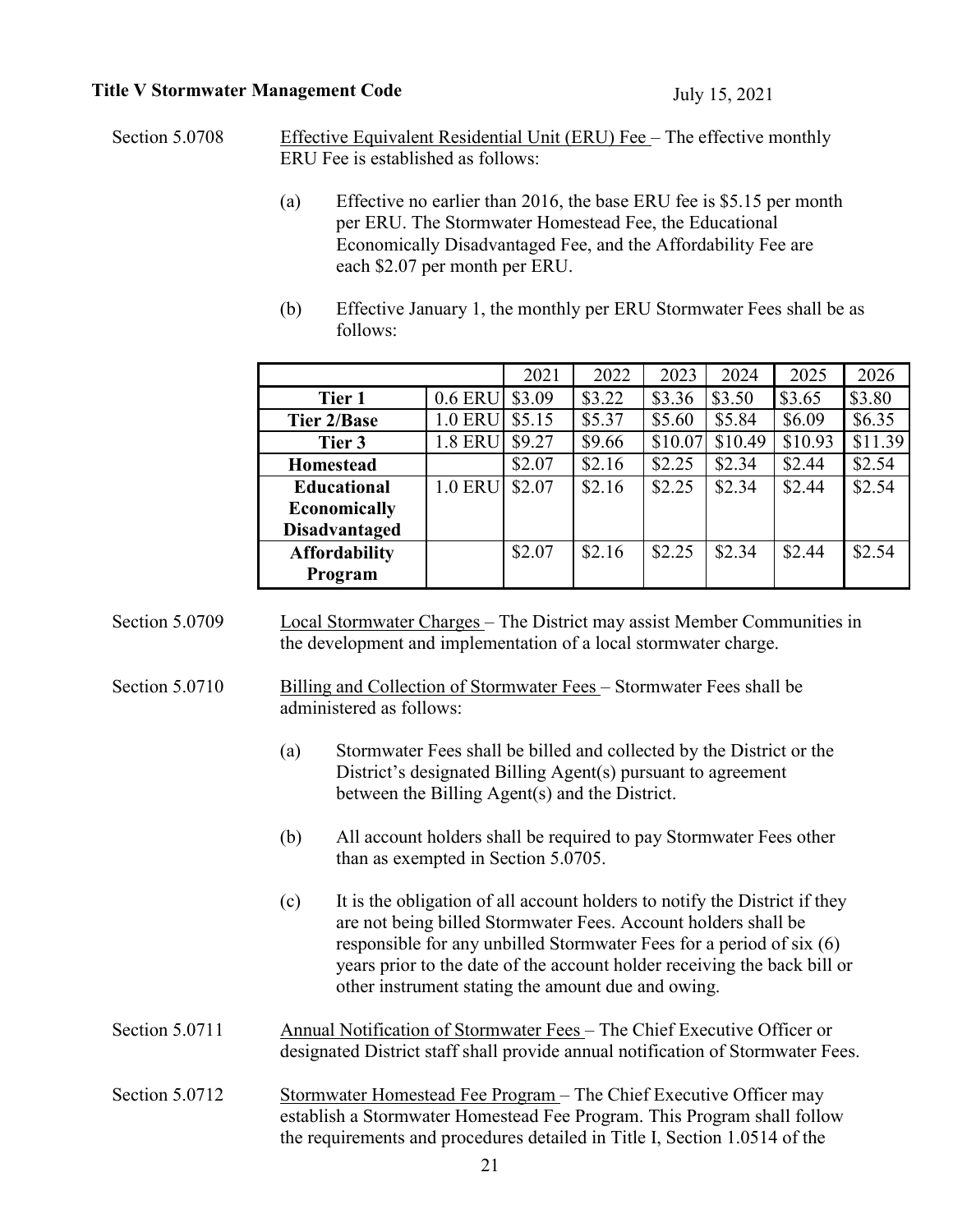Section 5.0708 Effective Equivalent Residential Unit (ERU) Fee – The effective monthly ERU Fee is established as follows:

(a) Effective no earlier than 2016, the base ERU fee is $5.15 per month per ERU. The Stormwater Homestead Fee, the Educational Economically Disadvantaged Fee, and the Affordability Fee are each $2.07 per month per ERU.

(b) Effective January 1, the monthly per ERU Stormwater Fees shall be as follows:

| | | 2021 | 2022 | 2023 | 2024 | 2025 | 2026 |
|---|---|---|---|---|---|---|---|
| **Tier 1** | 0.6 ERU | $3.09 | $3.22 | $3.36 | $3.50 | $3.65 | $3.80 |
| **Tier 2/Base** | 1.0 ERU | $5.15 | $5.37 | $5.60 | $5.84 | $6.09 | $6.35 |
| **Tier 3** | 1.8 ERU | $9.27 | $9.66 | $10.07 | $10.49 | $10.93 | $11.39 |
| **Homestead** | | $2.07 | $2.16 | $2.25 | $2.34 | $2.44 | $2.54 |
| **Educational Economically Disadvantaged** | 1.0 ERU | $2.07 | $2.16 | $2.25 | $2.34 | $2.44 | $2.54 |
| **Affordability Program** | | $2.07 | $2.16 | $2.25 | $2.34 | $2.44 | $2.54 |

Section 5.0709 Local Stormwater Charges – The District may assist Member Communities in the development and implementation of a local stormwater charge.

Section 5.0710 Billing and Collection of Stormwater Fees – Stormwater Fees shall be administered as follows:

(a) Stormwater Fees shall be billed and collected by the District or the District's designated Billing Agent(s) pursuant to agreement between the Billing Agent(s) and the District.

(b) All account holders shall be required to pay Stormwater Fees other than as exempted in Section 5.0705.

(c) It is the obligation of all account holders to notify the District if they are not being billed Stormwater Fees. Account holders shall be responsible for any unbilled Stormwater Fees for a period of six (6) years prior to the date of the account holder receiving the back bill or other instrument stating the amount due and owing.

Section 5.0711 Annual Notification of Stormwater Fees – The Chief Executive Officer or designated District staff shall provide annual notification of Stormwater Fees.

Section 5.0712 Stormwater Homestead Fee Program – The Chief Executive Officer may establish a Stormwater Homestead Fee Program. This Program shall follow the requirements and procedures detailed in Title I, Section 1.0514 of the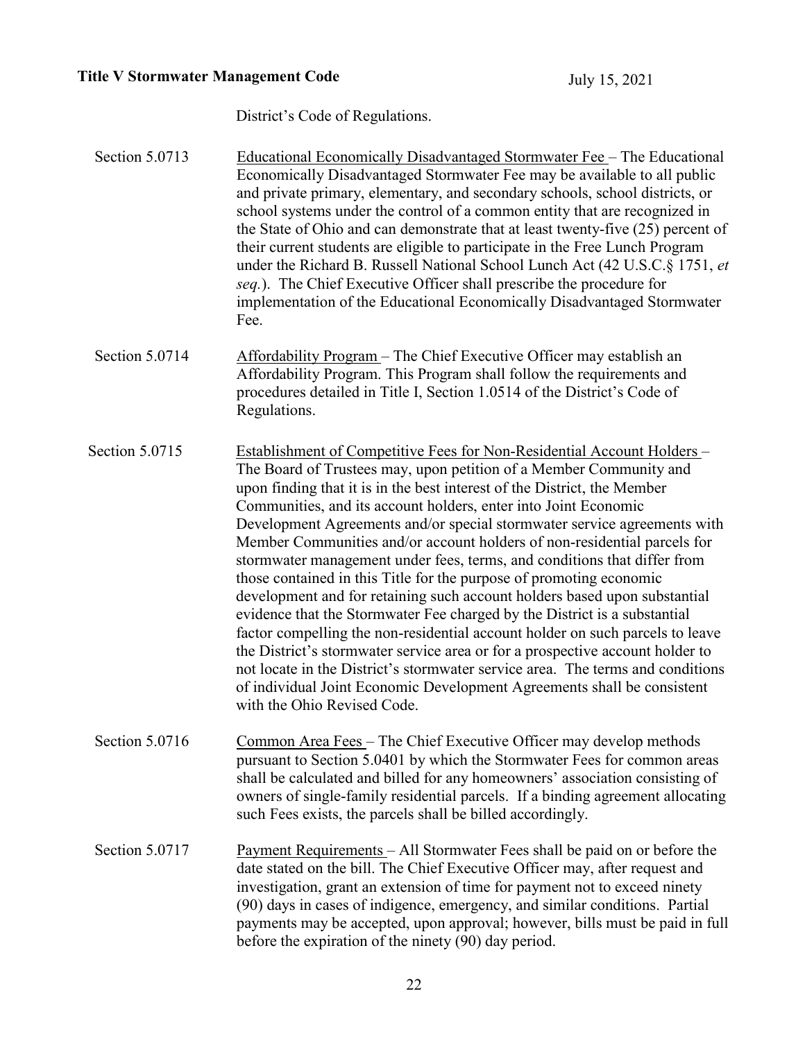District's Code of Regulations.

Section 5.0713 Educational Economically Disadvantaged Stormwater Fee – The Educational Economically Disadvantaged Stormwater Fee may be available to all public and private primary, elementary, and secondary schools, school districts, or school systems under the control of a common entity that are recognized in the State of Ohio and can demonstrate that at least twenty-five (25) percent of their current students are eligible to participate in the Free Lunch Program under the Richard B. Russell National School Lunch Act (42 U.S.C.§ 1751, *et seq.*). The Chief Executive Officer shall prescribe the procedure for implementation of the Educational Economically Disadvantaged Stormwater Fee.

Section 5.0714 Affordability Program – The Chief Executive Officer may establish an Affordability Program. This Program shall follow the requirements and procedures detailed in Title I, Section 1.0514 of the District's Code of Regulations.

Section 5.0715 Establishment of Competitive Fees for Non-Residential Account Holders – The Board of Trustees may, upon petition of a Member Community and upon finding that it is in the best interest of the District, the Member Communities, and its account holders, enter into Joint Economic Development Agreements and/or special stormwater service agreements with Member Communities and/or account holders of non-residential parcels for stormwater management under fees, terms, and conditions that differ from those contained in this Title for the purpose of promoting economic development and for retaining such account holders based upon substantial evidence that the Stormwater Fee charged by the District is a substantial factor compelling the non-residential account holder on such parcels to leave the District's stormwater service area or for a prospective account holder to not locate in the District's stormwater service area. The terms and conditions of individual Joint Economic Development Agreements shall be consistent with the Ohio Revised Code.

Section 5.0716 Common Area Fees – The Chief Executive Officer may develop methods pursuant to Section 5.0401 by which the Stormwater Fees for common areas shall be calculated and billed for any homeowners' association consisting of owners of single-family residential parcels. If a binding agreement allocating such Fees exists, the parcels shall be billed accordingly.

Section 5.0717 Payment Requirements – All Stormwater Fees shall be paid on or before the date stated on the bill. The Chief Executive Officer may, after request and investigation, grant an extension of time for payment not to exceed ninety (90) days in cases of indigence, emergency, and similar conditions. Partial payments may be accepted, upon approval; however, bills must be paid in full before the expiration of the ninety (90) day period.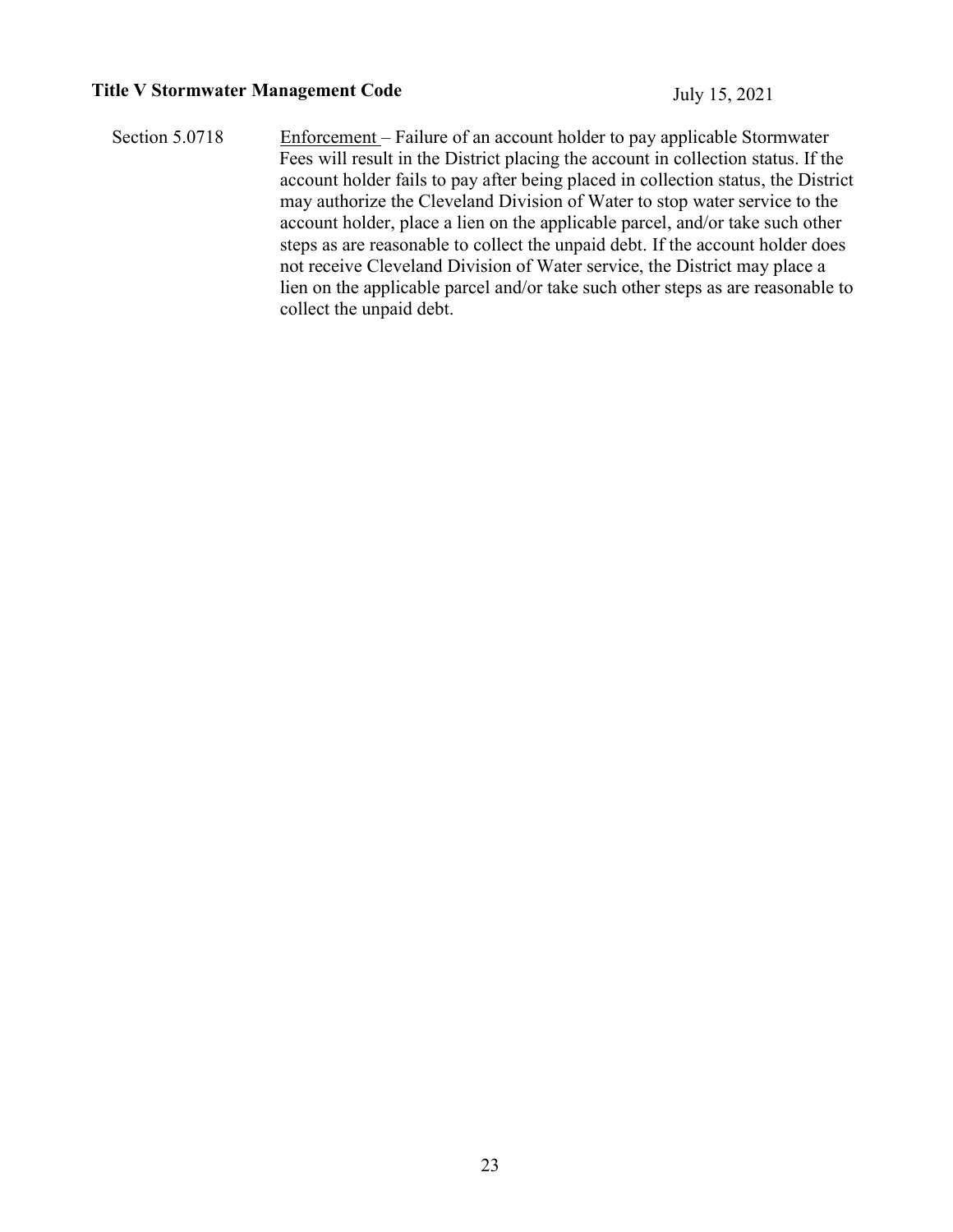Section 5.0718 Enforcement – Failure of an account holder to pay applicable Stormwater Fees will result in the District placing the account in collection status. If the account holder fails to pay after being placed in collection status, the District may authorize the Cleveland Division of Water to stop water service to the account holder, place a lien on the applicable parcel, and/or take such other steps as are reasonable to collect the unpaid debt. If the account holder does not receive Cleveland Division of Water service, the District may place a lien on the applicable parcel and/or take such other steps as are reasonable to collect the unpaid debt.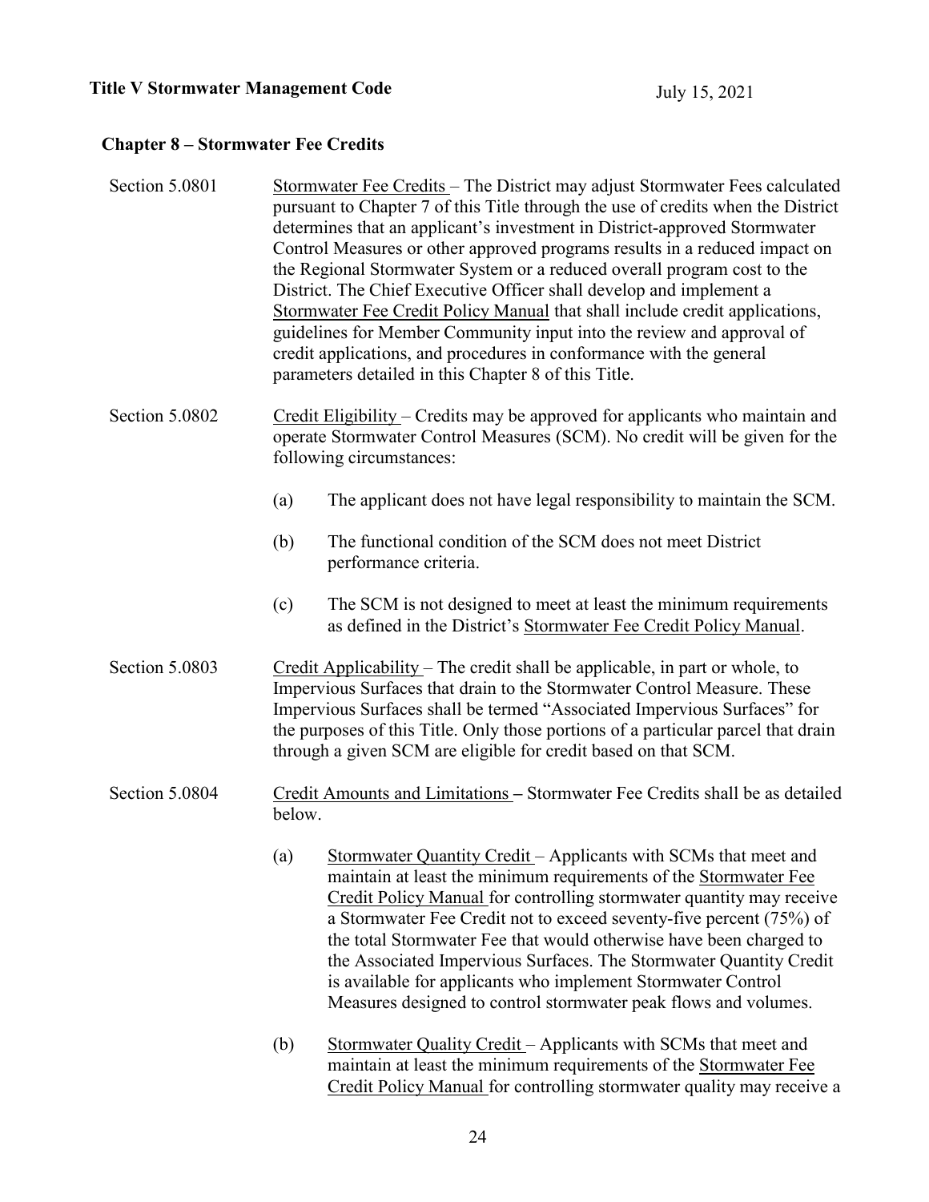## Chapter 8 – Stormwater Fee Credits

Section 5.0801 Stormwater Fee Credits – The District may adjust Stormwater Fees calculated pursuant to Chapter 7 of this Title through the use of credits when the District determines that an applicant's investment in District-approved Stormwater Control Measures or other approved programs results in a reduced impact on the Regional Stormwater System or a reduced overall program cost to the District. The Chief Executive Officer shall develop and implement a Stormwater Fee Credit Policy Manual that shall include credit applications, guidelines for Member Community input into the review and approval of credit applications, and procedures in conformance with the general parameters detailed in this Chapter 8 of this Title.

Section 5.0802 Credit Eligibility – Credits may be approved for applicants who maintain and operate Stormwater Control Measures (SCM). No credit will be given for the following circumstances:

(a) The applicant does not have legal responsibility to maintain the SCM.

(b) The functional condition of the SCM does not meet District performance criteria.

(c) The SCM is not designed to meet at least the minimum requirements as defined in the District's Stormwater Fee Credit Policy Manual.

Section 5.0803 Credit Applicability – The credit shall be applicable, in part or whole, to Impervious Surfaces that drain to the Stormwater Control Measure. These Impervious Surfaces shall be termed "Associated Impervious Surfaces" for the purposes of this Title. Only those portions of a particular parcel that drain through a given SCM are eligible for credit based on that SCM.

Section 5.0804 Credit Amounts and Limitations – Stormwater Fee Credits shall be as detailed below.

(a) Stormwater Quantity Credit – Applicants with SCMs that meet and maintain at least the minimum requirements of the Stormwater Fee Credit Policy Manual for controlling stormwater quantity may receive a Stormwater Fee Credit not to exceed seventy-five percent (75%) of the total Stormwater Fee that would otherwise have been charged to the Associated Impervious Surfaces. The Stormwater Quantity Credit is available for applicants who implement Stormwater Control Measures designed to control stormwater peak flows and volumes.

(b) Stormwater Quality Credit – Applicants with SCMs that meet and maintain at least the minimum requirements of the Stormwater Fee Credit Policy Manual for controlling stormwater quality may receive a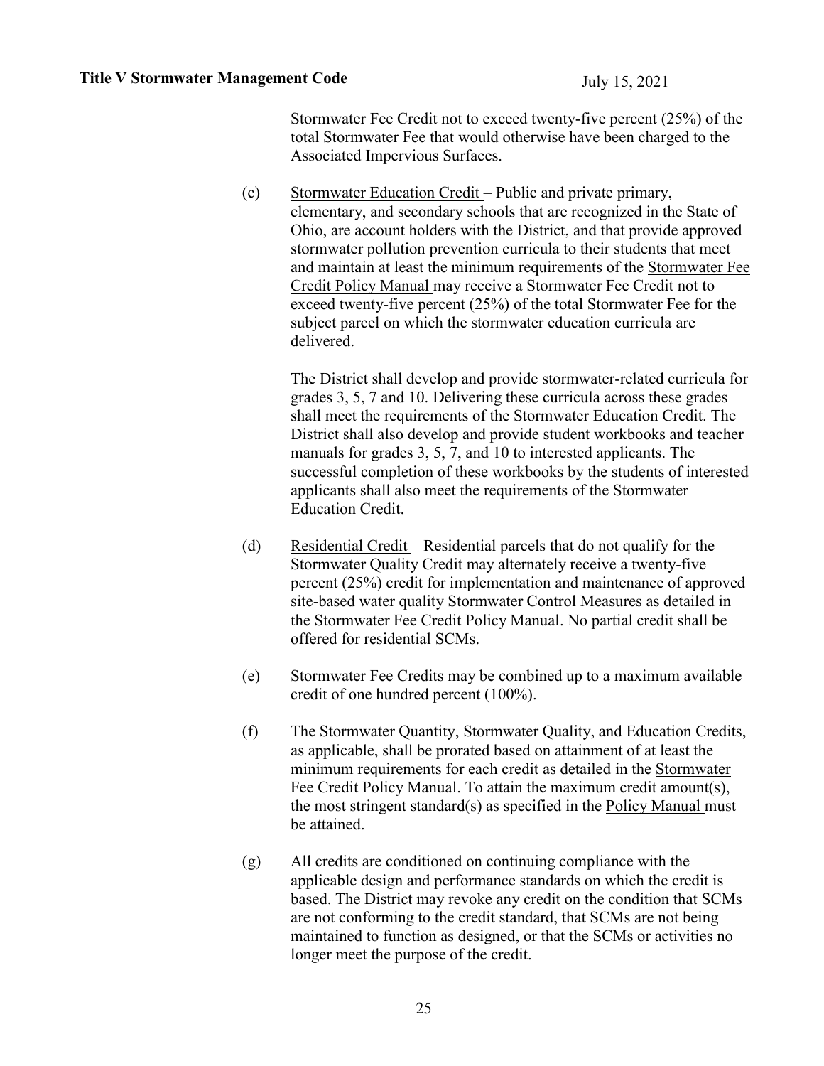Stormwater Fee Credit not to exceed twenty-five percent (25%) of the total Stormwater Fee that would otherwise have been charged to the Associated Impervious Surfaces.

(c) Stormwater Education Credit – Public and private primary, elementary, and secondary schools that are recognized in the State of Ohio, are account holders with the District, and that provide approved stormwater pollution prevention curricula to their students that meet and maintain at least the minimum requirements of the Stormwater Fee Credit Policy Manual may receive a Stormwater Fee Credit not to exceed twenty-five percent (25%) of the total Stormwater Fee for the subject parcel on which the stormwater education curricula are delivered.

The District shall develop and provide stormwater-related curricula for grades 3, 5, 7 and 10. Delivering these curricula across these grades shall meet the requirements of the Stormwater Education Credit. The District shall also develop and provide student workbooks and teacher manuals for grades 3, 5, 7, and 10 to interested applicants. The successful completion of these workbooks by the students of interested applicants shall also meet the requirements of the Stormwater Education Credit.

(d) Residential Credit – Residential parcels that do not qualify for the Stormwater Quality Credit may alternately receive a twenty-five percent (25%) credit for implementation and maintenance of approved site-based water quality Stormwater Control Measures as detailed in the Stormwater Fee Credit Policy Manual. No partial credit shall be offered for residential SCMs.

(e) Stormwater Fee Credits may be combined up to a maximum available credit of one hundred percent (100%).

(f) The Stormwater Quantity, Stormwater Quality, and Education Credits, as applicable, shall be prorated based on attainment of at least the minimum requirements for each credit as detailed in the Stormwater Fee Credit Policy Manual. To attain the maximum credit amount(s), the most stringent standard(s) as specified in the Policy Manual must be attained.

(g) All credits are conditioned on continuing compliance with the applicable design and performance standards on which the credit is based. The District may revoke any credit on the condition that SCMs are not conforming to the credit standard, that SCMs are not being maintained to function as designed, or that the SCMs or activities no longer meet the purpose of the credit.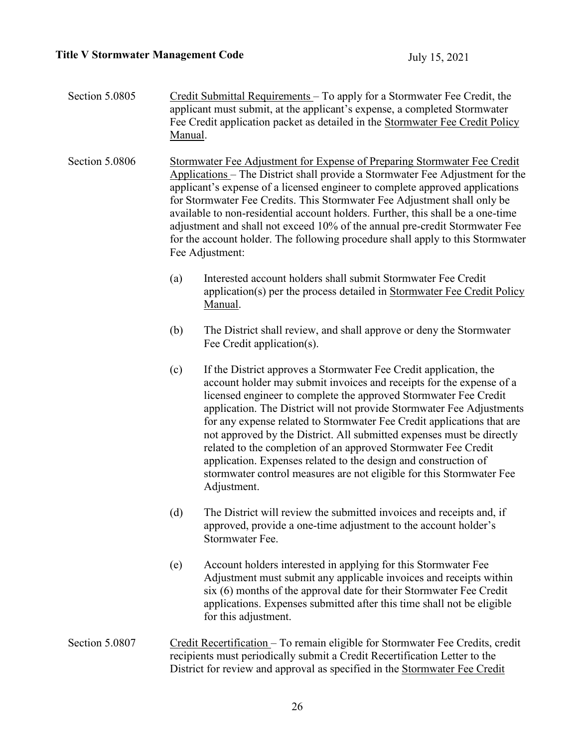Section 5.0805 <u>Credit Submittal Requirements</u> – To apply for a Stormwater Fee Credit, the applicant must submit, at the applicant's expense, a completed Stormwater Fee Credit application packet as detailed in the <u>Stormwater Fee Credit Policy Manual</u>.

Section 5.0806 <u>Stormwater Fee Adjustment for Expense of Preparing Stormwater Fee Credit Applications</u> – The District shall provide a Stormwater Fee Adjustment for the applicant's expense of a licensed engineer to complete approved applications for Stormwater Fee Credits. This Stormwater Fee Adjustment shall only be available to non-residential account holders. Further, this shall be a one-time adjustment and shall not exceed 10% of the annual pre-credit Stormwater Fee for the account holder. The following procedure shall apply to this Stormwater Fee Adjustment:

(a) Interested account holders shall submit Stormwater Fee Credit application(s) per the process detailed in <u>Stormwater Fee Credit Policy Manual</u>.

(b) The District shall review, and shall approve or deny the Stormwater Fee Credit application(s).

(c) If the District approves a Stormwater Fee Credit application, the account holder may submit invoices and receipts for the expense of a licensed engineer to complete the approved Stormwater Fee Credit application. The District will not provide Stormwater Fee Adjustments for any expense related to Stormwater Fee Credit applications that are not approved by the District. All submitted expenses must be directly related to the completion of an approved Stormwater Fee Credit application. Expenses related to the design and construction of stormwater control measures are not eligible for this Stormwater Fee Adjustment.

(d) The District will review the submitted invoices and receipts and, if approved, provide a one-time adjustment to the account holder's Stormwater Fee.

(e) Account holders interested in applying for this Stormwater Fee Adjustment must submit any applicable invoices and receipts within six (6) months of the approval date for their Stormwater Fee Credit applications. Expenses submitted after this time shall not be eligible for this adjustment.

Section 5.0807 <u>Credit Recertification</u> – To remain eligible for Stormwater Fee Credits, credit recipients must periodically submit a Credit Recertification Letter to the District for review and approval as specified in the <u>Stormwater Fee Credit</u>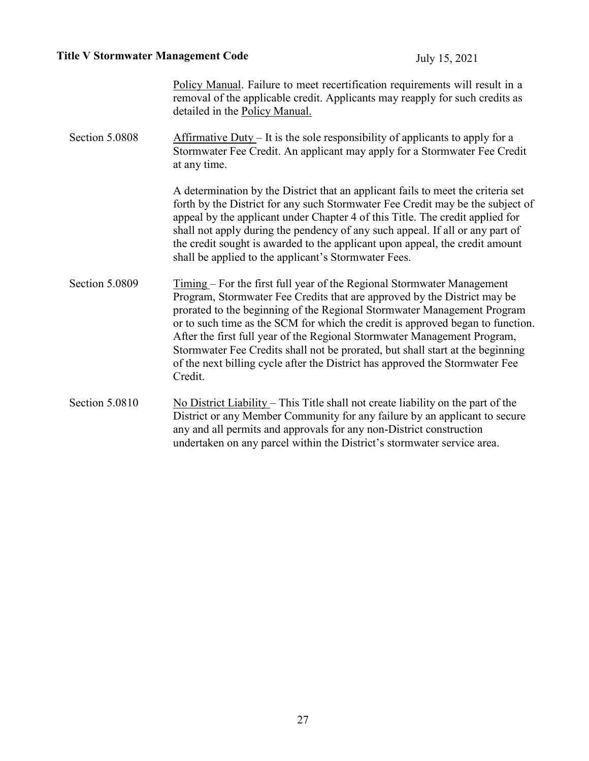Policy Manual. Failure to meet recertification requirements will result in a removal of the applicable credit. Applicants may reapply for such credits as detailed in the Policy Manual.

Section 5.0808 Affirmative Duty – It is the sole responsibility of applicants to apply for a Stormwater Fee Credit. An applicant may apply for a Stormwater Fee Credit at any time.

A determination by the District that an applicant fails to meet the criteria set forth by the District for any such Stormwater Fee Credit may be the subject of appeal by the applicant under Chapter 4 of this Title. The credit applied for shall not apply during the pendency of any such appeal. If all or any part of the credit sought is awarded to the applicant upon appeal, the credit amount shall be applied to the applicant's Stormwater Fees.

Section 5.0809 Timing – For the first full year of the Regional Stormwater Management Program, Stormwater Fee Credits that are approved by the District may be prorated to the beginning of the Regional Stormwater Management Program or to such time as the SCM for which the credit is approved began to function. After the first full year of the Regional Stormwater Management Program, Stormwater Fee Credits shall not be prorated, but shall start at the beginning of the next billing cycle after the District has approved the Stormwater Fee Credit.

Section 5.0810 No District Liability – This Title shall not create liability on the part of the District or any Member Community for any failure by an applicant to secure any and all permits and approvals for any non-District construction undertaken on any parcel within the District's stormwater service area.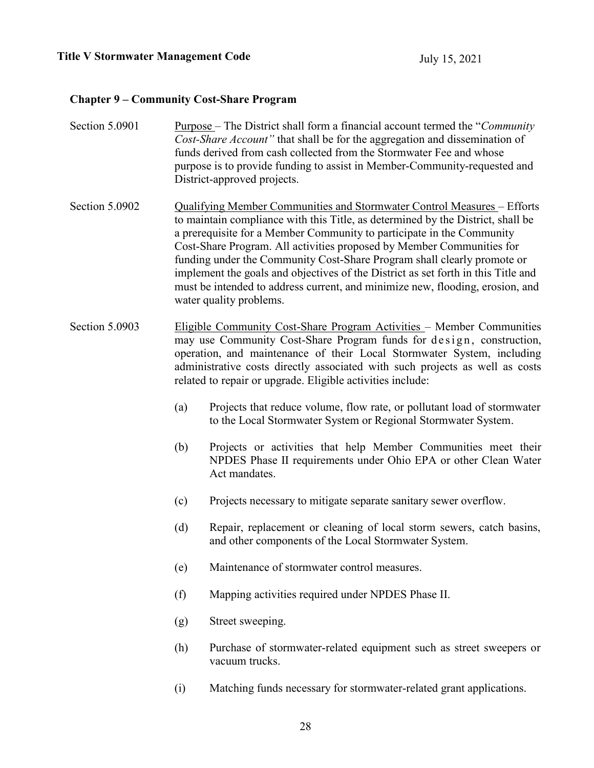## Chapter 9 – Community Cost-Share Program

Section 5.0901 Purpose – The District shall form a financial account termed the "*Community Cost-Share Account"* that shall be for the aggregation and dissemination of funds derived from cash collected from the Stormwater Fee and whose purpose is to provide funding to assist in Member-Community-requested and District-approved projects.

Section 5.0902 Qualifying Member Communities and Stormwater Control Measures – Efforts to maintain compliance with this Title, as determined by the District, shall be a prerequisite for a Member Community to participate in the Community Cost-Share Program. All activities proposed by Member Communities for funding under the Community Cost-Share Program shall clearly promote or implement the goals and objectives of the District as set forth in this Title and must be intended to address current, and minimize new, flooding, erosion, and water quality problems.

Section 5.0903 Eligible Community Cost-Share Program Activities – Member Communities may use Community Cost-Share Program funds for design, construction, operation, and maintenance of their Local Stormwater System, including administrative costs directly associated with such projects as well as costs related to repair or upgrade. Eligible activities include:

(a) Projects that reduce volume, flow rate, or pollutant load of stormwater to the Local Stormwater System or Regional Stormwater System.

(b) Projects or activities that help Member Communities meet their NPDES Phase II requirements under Ohio EPA or other Clean Water Act mandates.

(c) Projects necessary to mitigate separate sanitary sewer overflow.

(d) Repair, replacement or cleaning of local storm sewers, catch basins, and other components of the Local Stormwater System.

(e) Maintenance of stormwater control measures.

(f) Mapping activities required under NPDES Phase II.

(g) Street sweeping.

(h) Purchase of stormwater-related equipment such as street sweepers or vacuum trucks.

(i) Matching funds necessary for stormwater-related grant applications.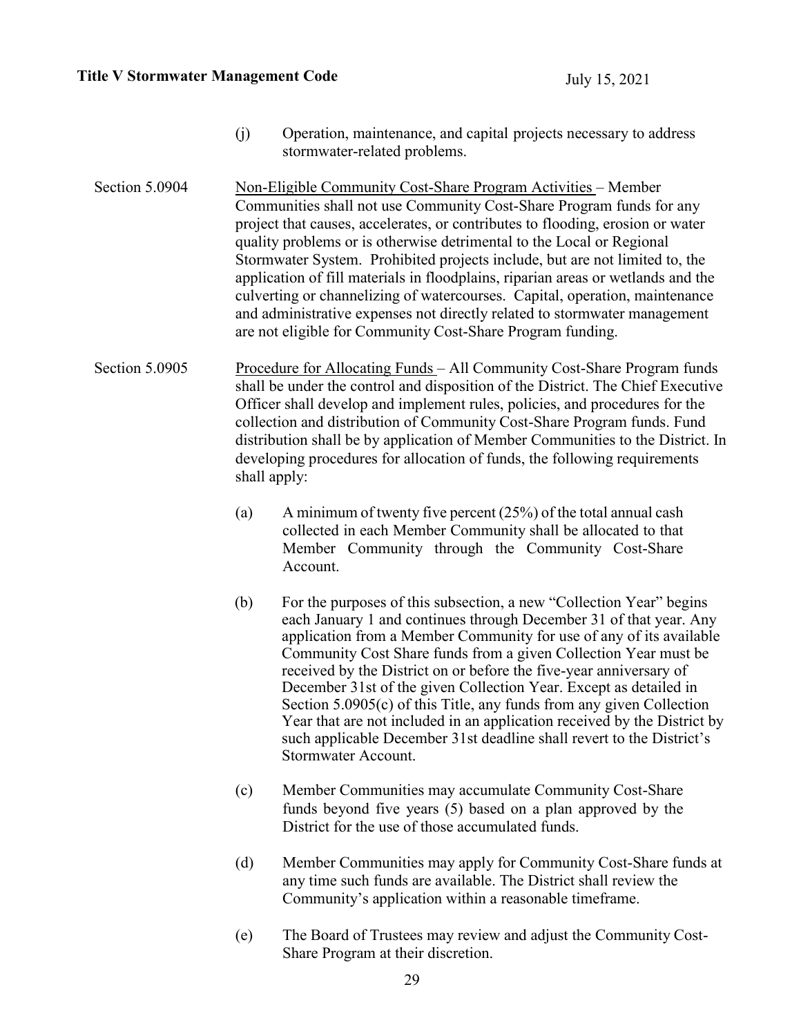(j) Operation, maintenance, and capital projects necessary to address stormwater-related problems.

Section 5.0904 Non-Eligible Community Cost-Share Program Activities – Member Communities shall not use Community Cost-Share Program funds for any project that causes, accelerates, or contributes to flooding, erosion or water quality problems or is otherwise detrimental to the Local or Regional Stormwater System. Prohibited projects include, but are not limited to, the application of fill materials in floodplains, riparian areas or wetlands and the culverting or channelizing of watercourses. Capital, operation, maintenance and administrative expenses not directly related to stormwater management are not eligible for Community Cost-Share Program funding.

Section 5.0905 Procedure for Allocating Funds – All Community Cost-Share Program funds shall be under the control and disposition of the District. The Chief Executive Officer shall develop and implement rules, policies, and procedures for the collection and distribution of Community Cost-Share Program funds. Fund distribution shall be by application of Member Communities to the District. In developing procedures for allocation of funds, the following requirements shall apply:

(a) A minimum of twenty five percent (25%) of the total annual cash collected in each Member Community shall be allocated to that Member Community through the Community Cost-Share Account.

(b) For the purposes of this subsection, a new "Collection Year" begins each January 1 and continues through December 31 of that year. Any application from a Member Community for use of any of its available Community Cost Share funds from a given Collection Year must be received by the District on or before the five-year anniversary of December 31st of the given Collection Year. Except as detailed in Section 5.0905(c) of this Title, any funds from any given Collection Year that are not included in an application received by the District by such applicable December 31st deadline shall revert to the District's Stormwater Account.

(c) Member Communities may accumulate Community Cost-Share funds beyond five years (5) based on a plan approved by the District for the use of those accumulated funds.

(d) Member Communities may apply for Community Cost-Share funds at any time such funds are available. The District shall review the Community's application within a reasonable timeframe.

(e) The Board of Trustees may review and adjust the Community Cost-Share Program at their discretion.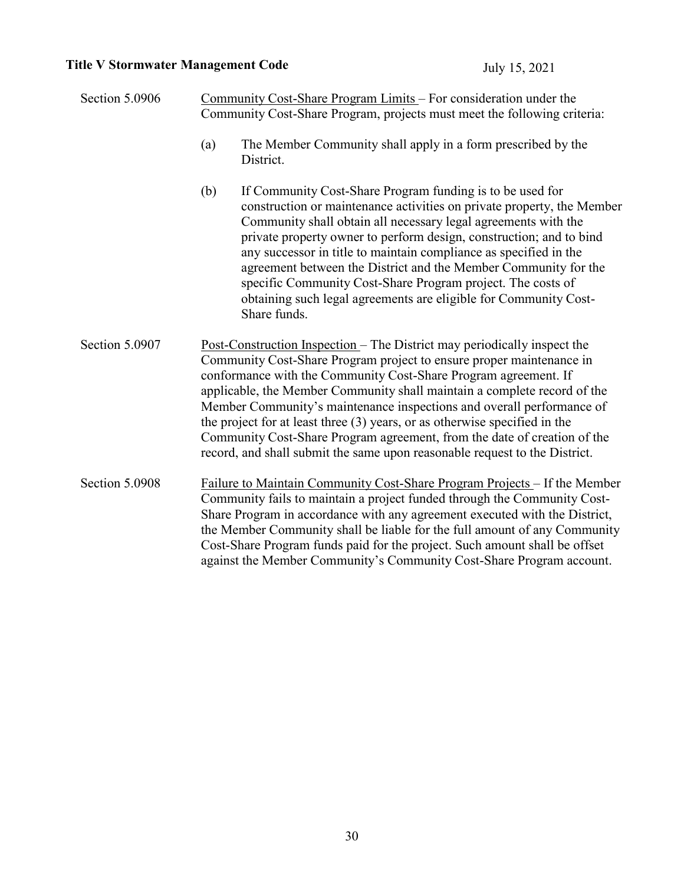Section 5.0906 Community Cost-Share Program Limits – For consideration under the Community Cost-Share Program, projects must meet the following criteria:

(a) The Member Community shall apply in a form prescribed by the District.

(b) If Community Cost-Share Program funding is to be used for construction or maintenance activities on private property, the Member Community shall obtain all necessary legal agreements with the private property owner to perform design, construction; and to bind any successor in title to maintain compliance as specified in the agreement between the District and the Member Community for the specific Community Cost-Share Program project. The costs of obtaining such legal agreements are eligible for Community Cost-Share funds.

Section 5.0907 Post-Construction Inspection – The District may periodically inspect the Community Cost-Share Program project to ensure proper maintenance in conformance with the Community Cost-Share Program agreement. If applicable, the Member Community shall maintain a complete record of the Member Community's maintenance inspections and overall performance of the project for at least three (3) years, or as otherwise specified in the Community Cost-Share Program agreement, from the date of creation of the record, and shall submit the same upon reasonable request to the District.

Section 5.0908 Failure to Maintain Community Cost-Share Program Projects – If the Member Community fails to maintain a project funded through the Community Cost-Share Program in accordance with any agreement executed with the District, the Member Community shall be liable for the full amount of any Community Cost-Share Program funds paid for the project. Such amount shall be offset against the Member Community's Community Cost-Share Program account.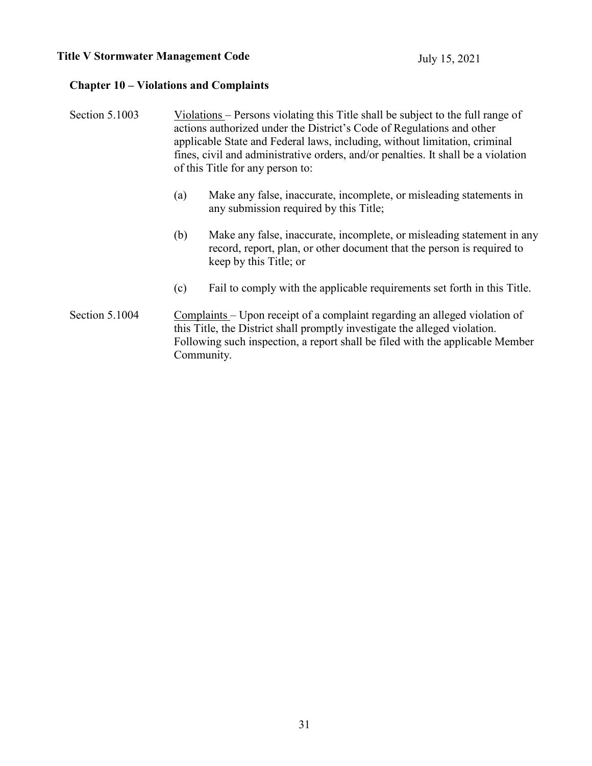## Chapter 10 – Violations and Complaints

Section 5.1003 Violations – Persons violating this Title shall be subject to the full range of actions authorized under the District's Code of Regulations and other applicable State and Federal laws, including, without limitation, criminal fines, civil and administrative orders, and/or penalties. It shall be a violation of this Title for any person to:

(a) Make any false, inaccurate, incomplete, or misleading statements in any submission required by this Title;

(b) Make any false, inaccurate, incomplete, or misleading statement in any record, report, plan, or other document that the person is required to keep by this Title; or

(c) Fail to comply with the applicable requirements set forth in this Title.

Section 5.1004 Complaints – Upon receipt of a complaint regarding an alleged violation of this Title, the District shall promptly investigate the alleged violation. Following such inspection, a report shall be filed with the applicable Member Community.